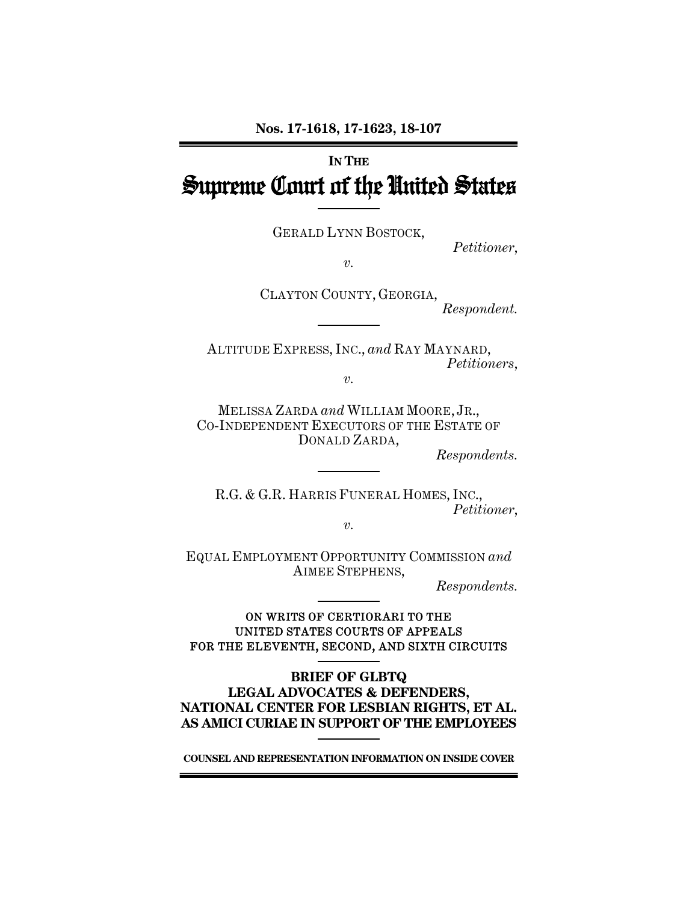Nos. 17-1618, 17-1623, 18-107

IN THE

# Supreme Court of the United States

GERALD LYNN BOSTOCK,

*Petitioner*,

*v.*

CLAYTON COUNTY, GEORGIA,

*Respondent.*

ALTITUDE EXPRESS, INC., *and* RAY MAYNARD,

*Petitioners*,

*v.*

MELISSA ZARDA *and* WILLIAM MOORE, JR., CO-INDEPENDENT EXECUTORS OF THE ESTATE OF DONALD ZARDA,

*Respondents.*

R.G. & G.R. HARRIS FUNERAL HOMES, INC.,

*Petitioner*,

*v.*

EQUAL EMPLOYMENT OPPORTUNITY COMMISSION *and* AIMEE STEPHENS,

*Respondents.*

ON WRITS OF CERTIORARI TO THE UNITED STATES COURTS OF APPEALS FOR THE ELEVENTH, SECOND, AND SIXTH CIRCUITS

**BRIEF OF GLBTQ LEGAL ADVOCATES & DEFENDERS, NATIONAL CENTER FOR LESBIAN RIGHTS, ET AL. AS AMICI CURIAE IN SUPPORT OF THE EMPLOYEES**

**COUNSEL AND REPRESENTATION INFORMATION ON INSIDE COVER**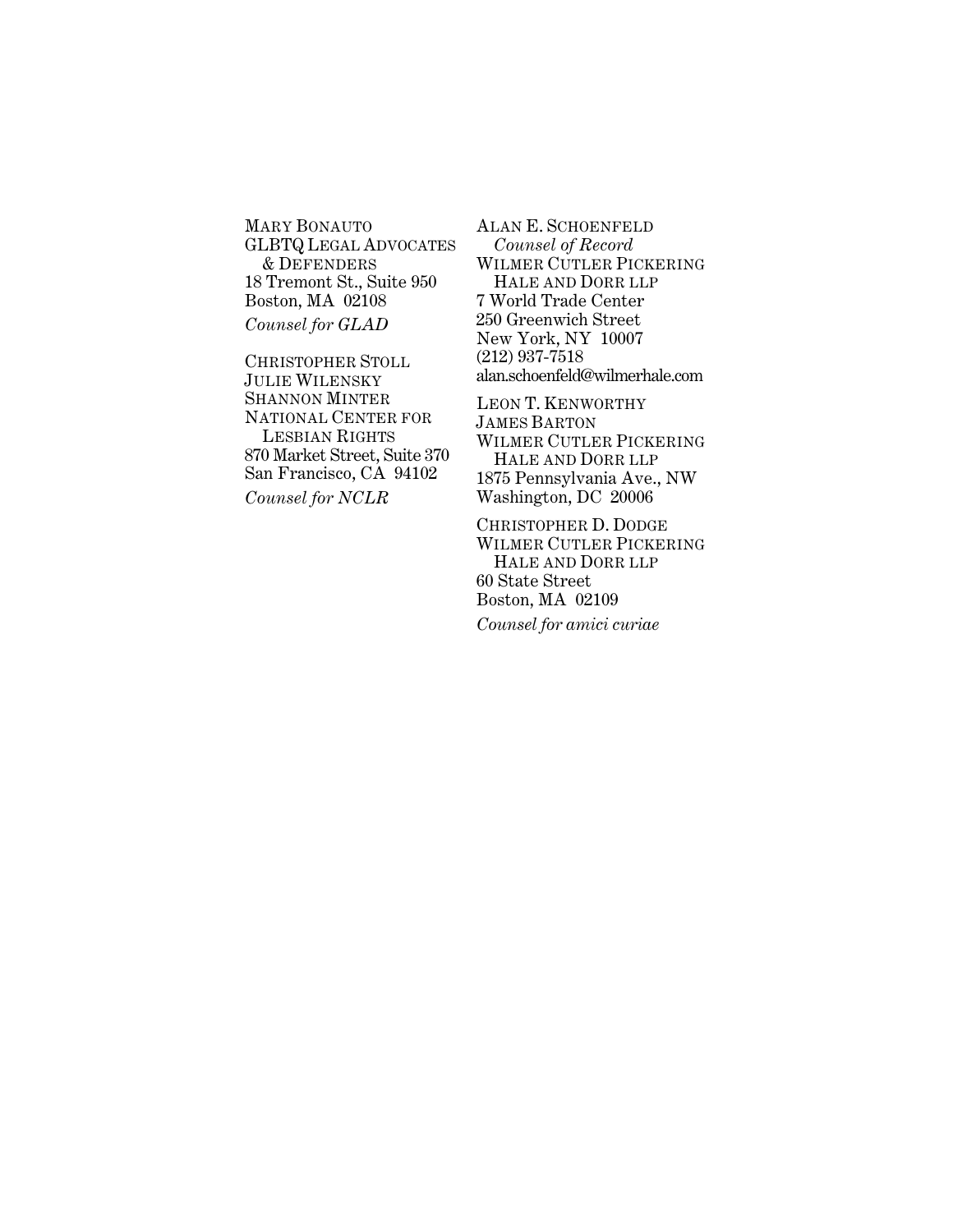MARY BONAUTO
GLBTQ LEGAL ADVOCATES & DEFENDERS
18 Tremont St., Suite 950
Boston, MA 02108
*Counsel for GLAD*

CHRISTOPHER STOLL
JULIE WILENSKY
SHANNON MINTER
NATIONAL CENTER FOR LESBIAN RIGHTS
870 Market Street, Suite 370
San Francisco, CA 94102
*Counsel for NCLR*

ALAN E. SCHOENFELD
*Counsel of Record*
WILMER CUTLER PICKERING HALE AND DORR LLP
7 World Trade Center
250 Greenwich Street
New York, NY 10007
(212) 937-7518
alan.schoenfeld@wilmerhale.com

LEON T. KENWORTHY
JAMES BARTON
WILMER CUTLER PICKERING HALE AND DORR LLP
1875 Pennsylvania Ave., NW
Washington, DC 20006

CHRISTOPHER D. DODGE
WILMER CUTLER PICKERING HALE AND DORR LLP
60 State Street
Boston, MA 02109
*Counsel for amici curiae*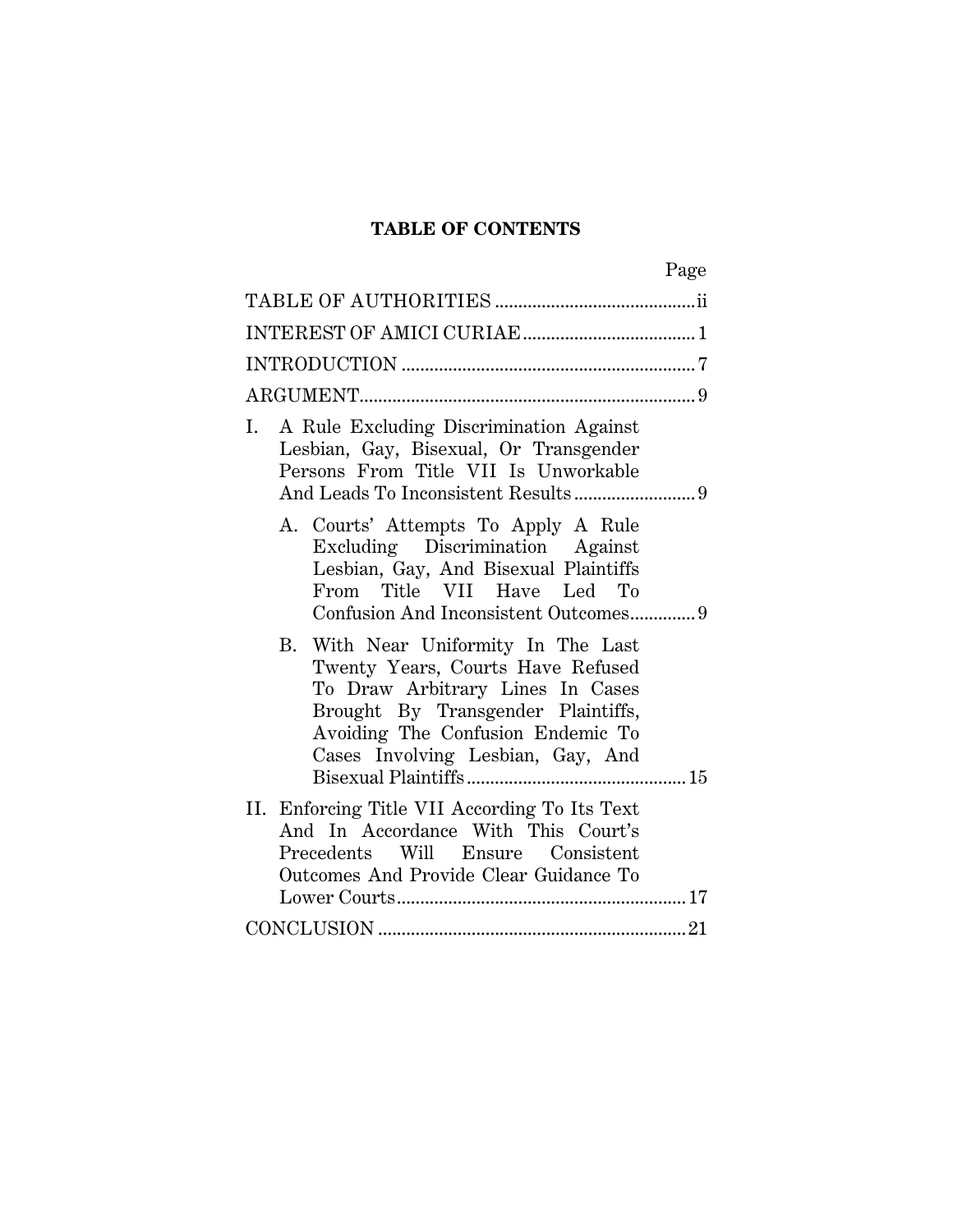# TABLE OF CONTENTS

| | Page |
|---|---|
| TABLE OF AUTHORITIES | ii |
| INTEREST OF AMICI CURIAE | 1 |
| INTRODUCTION | 7 |
| ARGUMENT | 9 |
| I. A Rule Excluding Discrimination Against Lesbian, Gay, Bisexual, Or Transgender Persons From Title VII Is Unworkable And Leads To Inconsistent Results | 9 |
| A. Courts' Attempts To Apply A Rule Excluding Discrimination Against Lesbian, Gay, And Bisexual Plaintiffs From Title VII Have Led To Confusion And Inconsistent Outcomes | 9 |
| B. With Near Uniformity In The Last Twenty Years, Courts Have Refused To Draw Arbitrary Lines In Cases Brought By Transgender Plaintiffs, Avoiding The Confusion Endemic To Cases Involving Lesbian, Gay, And Bisexual Plaintiffs | 15 |
| II. Enforcing Title VII According To Its Text And In Accordance With This Court's Precedents Will Ensure Consistent Outcomes And Provide Clear Guidance To Lower Courts | 17 |
| CONCLUSION | 21 |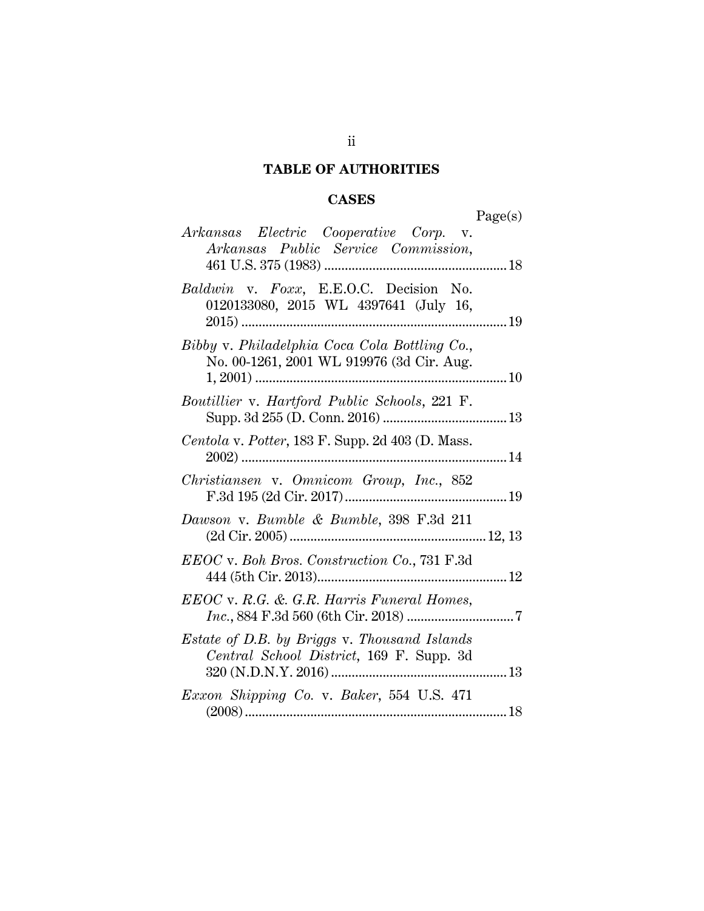# TABLE OF AUTHORITIES

## CASES

Page(s)

*Arkansas Electric Cooperative Corp.* v. *Arkansas Public Service Commission*, 461 U.S. 375 (1983) .................... 18

*Baldwin* v. *Foxx*, E.E.O.C. Decision No. 0120133080, 2015 WL 4397641 (July 16, 2015) .................... 19

*Bibby* v. *Philadelphia Coca Cola Bottling Co.*, No. 00-1261, 2001 WL 919976 (3d Cir. Aug. 1, 2001) .................... 10

*Boutillier* v. *Hartford Public Schools*, 221 F. Supp. 3d 255 (D. Conn. 2016) .................... 13

*Centola* v. *Potter*, 183 F. Supp. 2d 403 (D. Mass. 2002) .................... 14

*Christiansen* v. *Omnicom Group, Inc.*, 852 F.3d 195 (2d Cir. 2017) .................... 19

*Dawson* v. *Bumble & Bumble*, 398 F.3d 211 (2d Cir. 2005) .................... 12, 13

*EEOC* v. *Boh Bros. Construction Co.*, 731 F.3d 444 (5th Cir. 2013) .................... 12

*EEOC* v. *R.G. & G.R. Harris Funeral Homes, Inc.*, 884 F.3d 560 (6th Cir. 2018) .................... 7

*Estate of D.B. by Briggs* v. *Thousand Islands Central School District*, 169 F. Supp. 3d 320 (N.D.N.Y. 2016) .................... 13

*Exxon Shipping Co.* v. *Baker*, 554 U.S. 471 (2008) .................... 18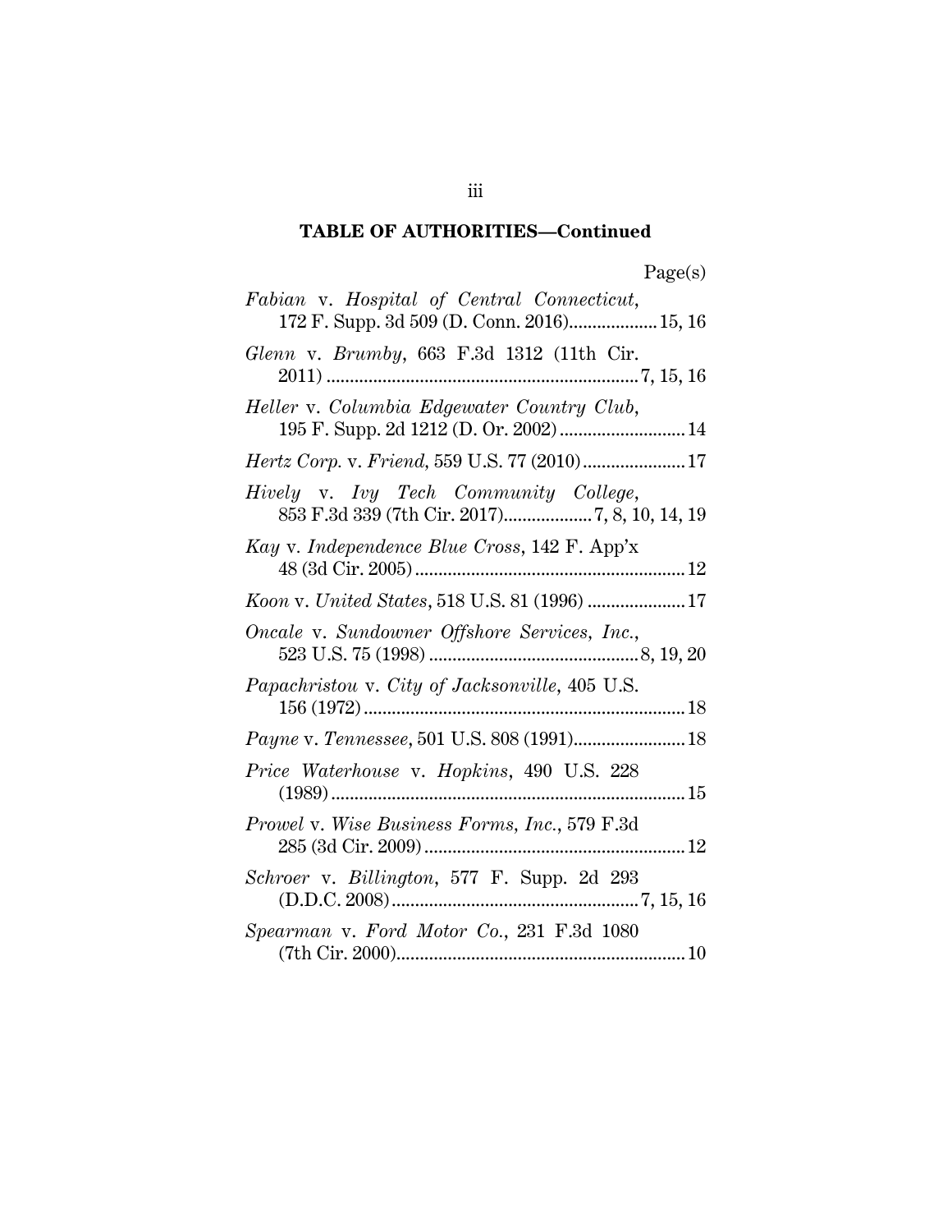**TABLE OF AUTHORITIES—Continued**

| | Page(s) |
|---|---|
| *Fabian* v. *Hospital of Central Connecticut*, 172 F. Supp. 3d 509 (D. Conn. 2016) | 15, 16 |
| *Glenn* v. *Brumby*, 663 F.3d 1312 (11th Cir. 2011) | 7, 15, 16 |
| *Heller* v. *Columbia Edgewater Country Club*, 195 F. Supp. 2d 1212 (D. Or. 2002) | 14 |
| *Hertz Corp.* v. *Friend*, 559 U.S. 77 (2010) | 17 |
| *Hively* v. *Ivy Tech Community College*, 853 F.3d 339 (7th Cir. 2017) | 7, 8, 10, 14, 19 |
| *Kay* v. *Independence Blue Cross*, 142 F. App'x 48 (3d Cir. 2005) | 12 |
| *Koon* v. *United States*, 518 U.S. 81 (1996) | 17 |
| *Oncale* v. *Sundowner Offshore Services, Inc.*, 523 U.S. 75 (1998) | 8, 19, 20 |
| *Papachristou* v. *City of Jacksonville*, 405 U.S. 156 (1972) | 18 |
| *Payne* v. *Tennessee*, 501 U.S. 808 (1991) | 18 |
| *Price Waterhouse* v. *Hopkins*, 490 U.S. 228 (1989) | 15 |
| *Prowel* v. *Wise Business Forms, Inc.*, 579 F.3d 285 (3d Cir. 2009) | 12 |
| *Schroer* v. *Billington*, 577 F. Supp. 2d 293 (D.D.C. 2008) | 7, 15, 16 |
| *Spearman* v. *Ford Motor Co.*, 231 F.3d 1080 (7th Cir. 2000) | 10 |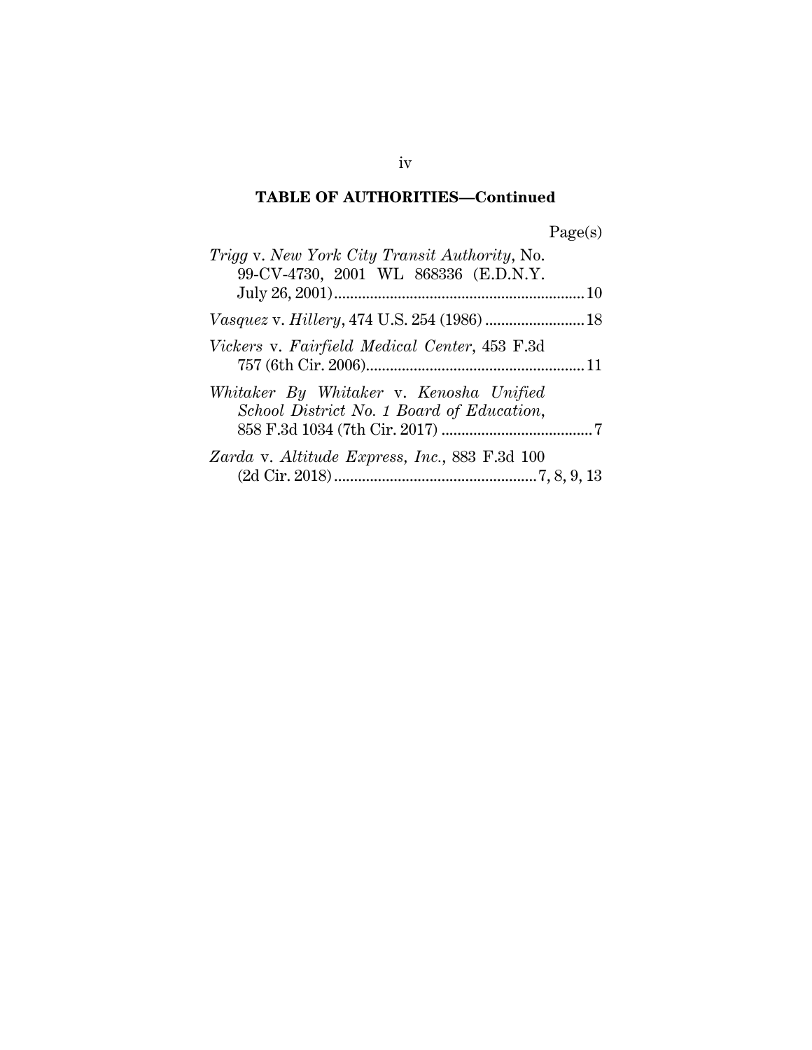**TABLE OF AUTHORITIES—Continued**

Page(s)

*Trigg* v. *New York City Transit Authority*, No. 99-CV-4730, 2001 WL 868336 (E.D.N.Y. July 26, 2001) .......... 10

*Vasquez* v. *Hillery*, 474 U.S. 254 (1986) .......... 18

*Vickers* v. *Fairfield Medical Center*, 453 F.3d 757 (6th Cir. 2006) .......... 11

*Whitaker By Whitaker* v. *Kenosha Unified School District No. 1 Board of Education*, 858 F.3d 1034 (7th Cir. 2017) .......... 7

*Zarda* v. *Altitude Express, Inc.*, 883 F.3d 100 (2d Cir. 2018) .......... 7, 8, 9, 13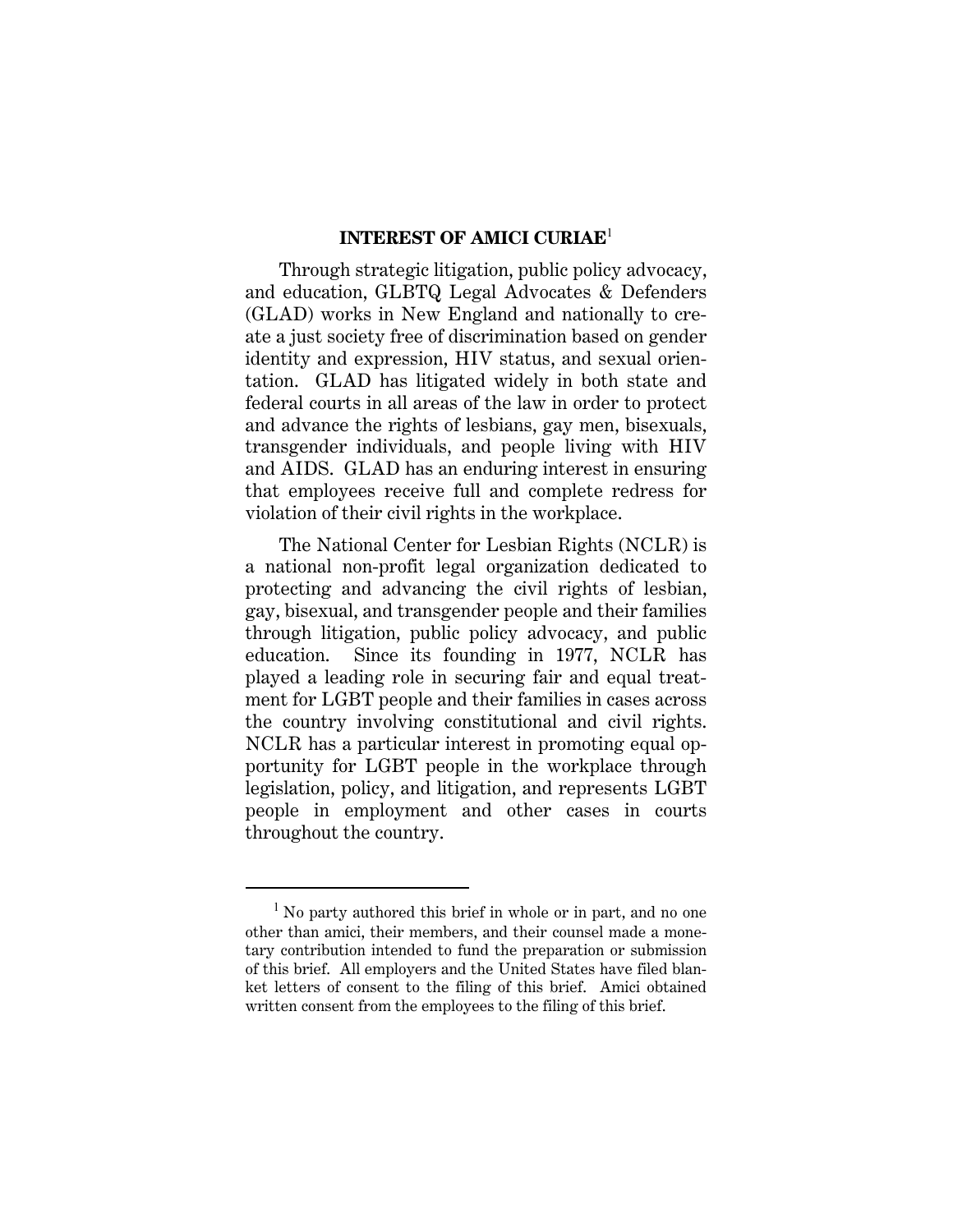## INTEREST OF AMICI CURIAE[1]

Through strategic litigation, public policy advocacy, and education, GLBTQ Legal Advocates & Defenders (GLAD) works in New England and nationally to create a just society free of discrimination based on gender identity and expression, HIV status, and sexual orientation. GLAD has litigated widely in both state and federal courts in all areas of the law in order to protect and advance the rights of lesbians, gay men, bisexuals, transgender individuals, and people living with HIV and AIDS. GLAD has an enduring interest in ensuring that employees receive full and complete redress for violation of their civil rights in the workplace.

The National Center for Lesbian Rights (NCLR) is a national non-profit legal organization dedicated to protecting and advancing the civil rights of lesbian, gay, bisexual, and transgender people and their families through litigation, public policy advocacy, and public education. Since its founding in 1977, NCLR has played a leading role in securing fair and equal treatment for LGBT people and their families in cases across the country involving constitutional and civil rights. NCLR has a particular interest in promoting equal opportunity for LGBT people in the workplace through legislation, policy, and litigation, and represents LGBT people in employment and other cases in courts throughout the country.

---

[1] No party authored this brief in whole or in part, and no one other than amici, their members, and their counsel made a monetary contribution intended to fund the preparation or submission of this brief. All employers and the United States have filed blanket letters of consent to the filing of this brief. Amici obtained written consent from the employees to the filing of this brief.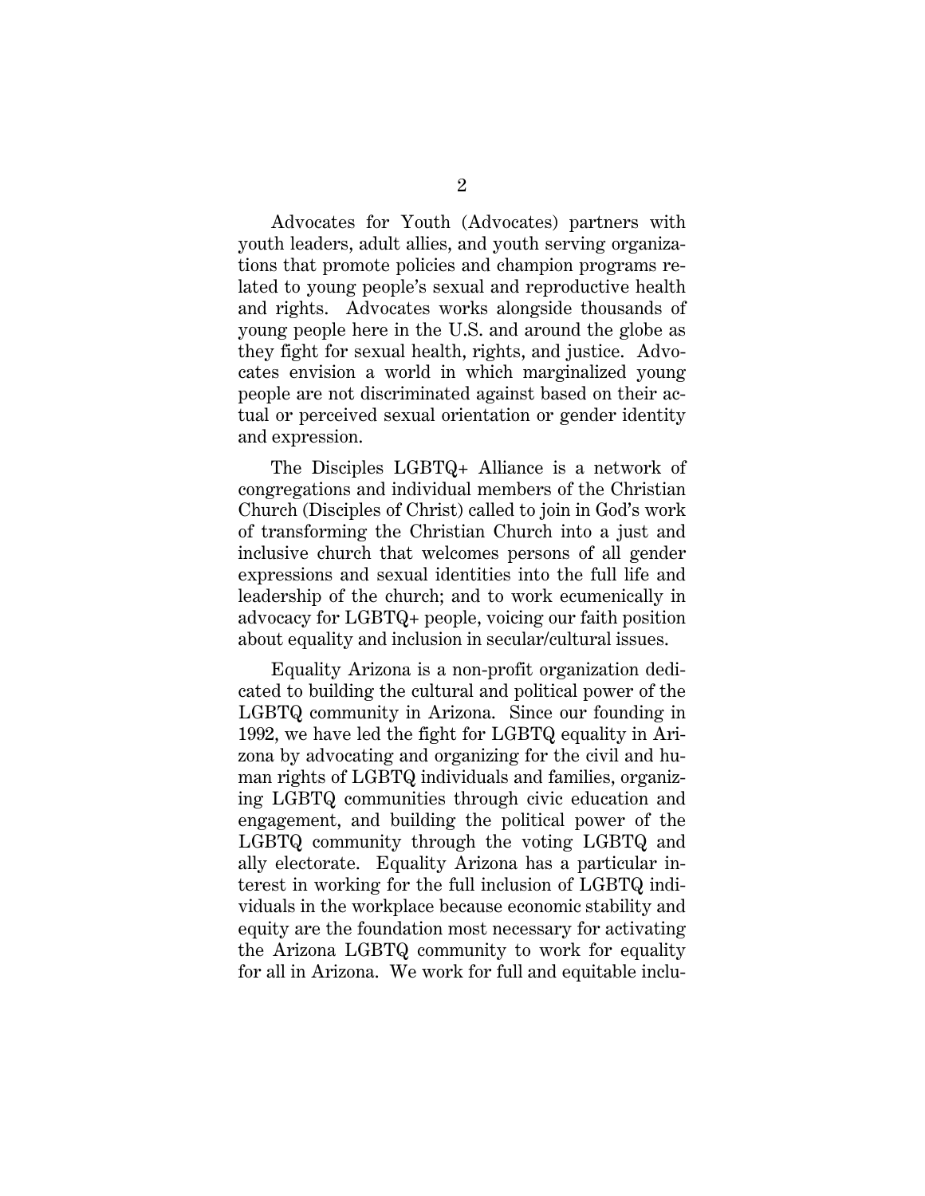Advocates for Youth (Advocates) partners with youth leaders, adult allies, and youth serving organizations that promote policies and champion programs related to young people's sexual and reproductive health and rights. Advocates works alongside thousands of young people here in the U.S. and around the globe as they fight for sexual health, rights, and justice. Advocates envision a world in which marginalized young people are not discriminated against based on their actual or perceived sexual orientation or gender identity and expression.

The Disciples LGBTQ+ Alliance is a network of congregations and individual members of the Christian Church (Disciples of Christ) called to join in God's work of transforming the Christian Church into a just and inclusive church that welcomes persons of all gender expressions and sexual identities into the full life and leadership of the church; and to work ecumenically in advocacy for LGBTQ+ people, voicing our faith position about equality and inclusion in secular/cultural issues.

Equality Arizona is a non-profit organization dedicated to building the cultural and political power of the LGBTQ community in Arizona. Since our founding in 1992, we have led the fight for LGBTQ equality in Arizona by advocating and organizing for the civil and human rights of LGBTQ individuals and families, organizing LGBTQ communities through civic education and engagement, and building the political power of the LGBTQ community through the voting LGBTQ and ally electorate. Equality Arizona has a particular interest in working for the full inclusion of LGBTQ individuals in the workplace because economic stability and equity are the foundation most necessary for activating the Arizona LGBTQ community to work for equality for all in Arizona. We work for full and equitable inclu-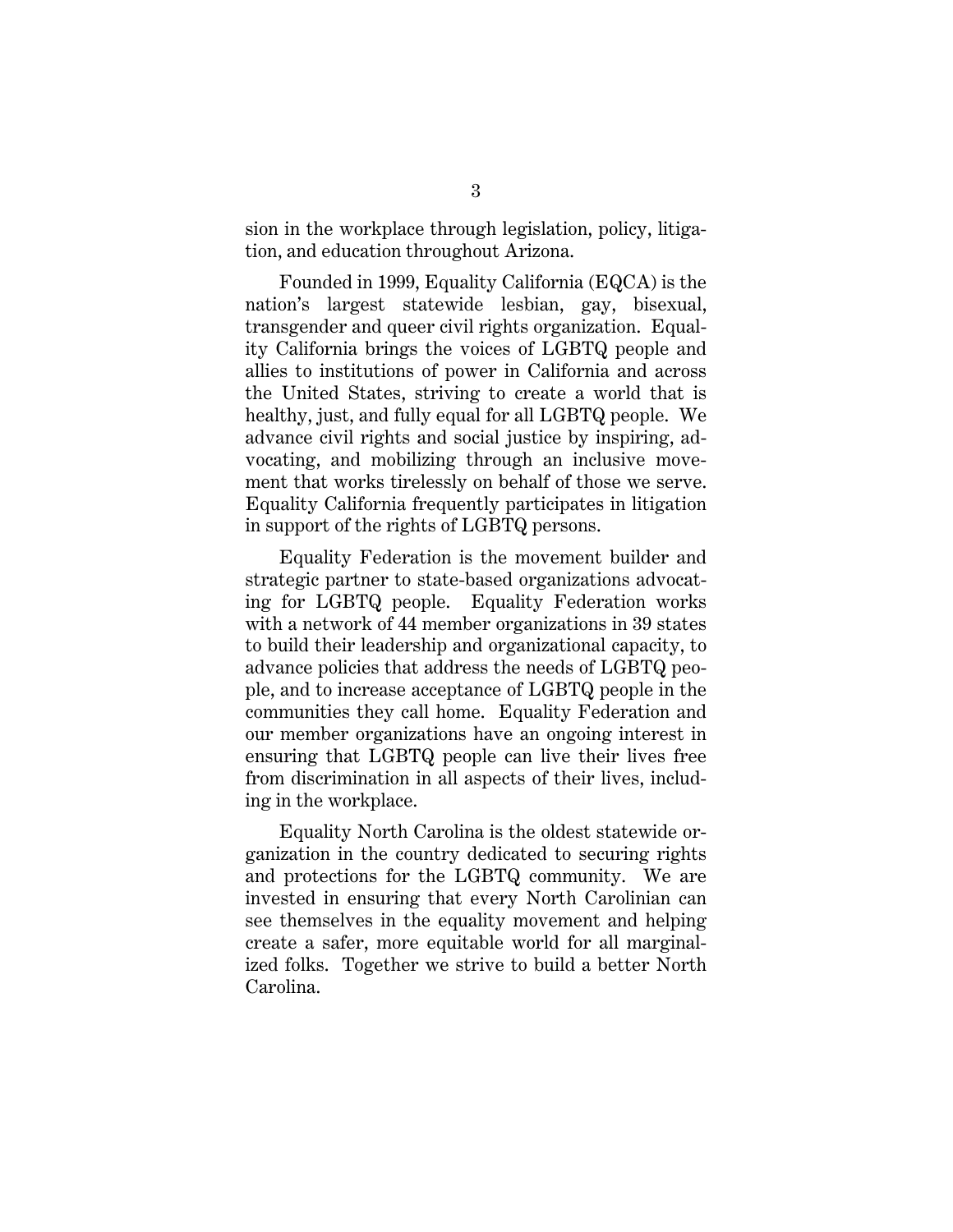sion in the workplace through legislation, policy, litigation, and education throughout Arizona.

Founded in 1999, Equality California (EQCA) is the nation's largest statewide lesbian, gay, bisexual, transgender and queer civil rights organization. Equality California brings the voices of LGBTQ people and allies to institutions of power in California and across the United States, striving to create a world that is healthy, just, and fully equal for all LGBTQ people. We advance civil rights and social justice by inspiring, advocating, and mobilizing through an inclusive movement that works tirelessly on behalf of those we serve. Equality California frequently participates in litigation in support of the rights of LGBTQ persons.

Equality Federation is the movement builder and strategic partner to state-based organizations advocating for LGBTQ people. Equality Federation works with a network of 44 member organizations in 39 states to build their leadership and organizational capacity, to advance policies that address the needs of LGBTQ people, and to increase acceptance of LGBTQ people in the communities they call home. Equality Federation and our member organizations have an ongoing interest in ensuring that LGBTQ people can live their lives free from discrimination in all aspects of their lives, including in the workplace.

Equality North Carolina is the oldest statewide organization in the country dedicated to securing rights and protections for the LGBTQ community. We are invested in ensuring that every North Carolinian can see themselves in the equality movement and helping create a safer, more equitable world for all marginalized folks. Together we strive to build a better North Carolina.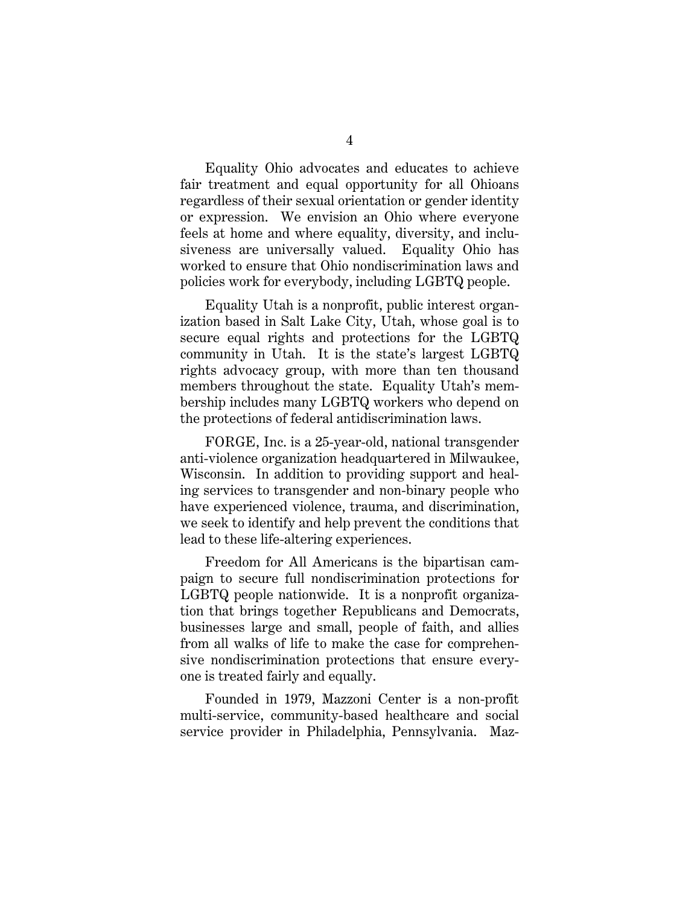Equality Ohio advocates and educates to achieve fair treatment and equal opportunity for all Ohioans regardless of their sexual orientation or gender identity or expression. We envision an Ohio where everyone feels at home and where equality, diversity, and inclusiveness are universally valued. Equality Ohio has worked to ensure that Ohio nondiscrimination laws and policies work for everybody, including LGBTQ people.

Equality Utah is a nonprofit, public interest organization based in Salt Lake City, Utah, whose goal is to secure equal rights and protections for the LGBTQ community in Utah. It is the state's largest LGBTQ rights advocacy group, with more than ten thousand members throughout the state. Equality Utah's membership includes many LGBTQ workers who depend on the protections of federal antidiscrimination laws.

FORGE, Inc. is a 25-year-old, national transgender anti-violence organization headquartered in Milwaukee, Wisconsin. In addition to providing support and healing services to transgender and non-binary people who have experienced violence, trauma, and discrimination, we seek to identify and help prevent the conditions that lead to these life-altering experiences.

Freedom for All Americans is the bipartisan campaign to secure full nondiscrimination protections for LGBTQ people nationwide. It is a nonprofit organization that brings together Republicans and Democrats, businesses large and small, people of faith, and allies from all walks of life to make the case for comprehensive nondiscrimination protections that ensure everyone is treated fairly and equally.

Founded in 1979, Mazzoni Center is a non-profit multi-service, community-based healthcare and social service provider in Philadelphia, Pennsylvania. Maz-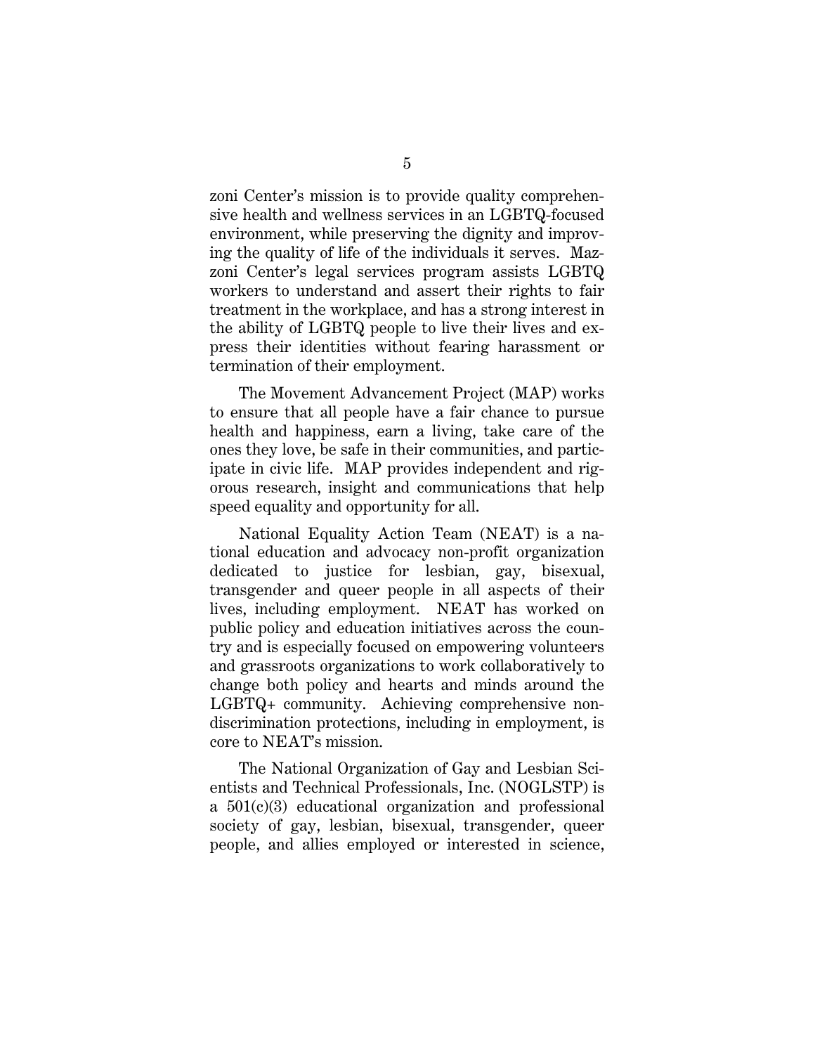zoni Center's mission is to provide quality comprehensive health and wellness services in an LGBTQ-focused environment, while preserving the dignity and improving the quality of life of the individuals it serves. Mazzoni Center's legal services program assists LGBTQ workers to understand and assert their rights to fair treatment in the workplace, and has a strong interest in the ability of LGBTQ people to live their lives and express their identities without fearing harassment or termination of their employment.

The Movement Advancement Project (MAP) works to ensure that all people have a fair chance to pursue health and happiness, earn a living, take care of the ones they love, be safe in their communities, and participate in civic life. MAP provides independent and rigorous research, insight and communications that help speed equality and opportunity for all.

National Equality Action Team (NEAT) is a national education and advocacy non-profit organization dedicated to justice for lesbian, gay, bisexual, transgender and queer people in all aspects of their lives, including employment. NEAT has worked on public policy and education initiatives across the country and is especially focused on empowering volunteers and grassroots organizations to work collaboratively to change both policy and hearts and minds around the LGBTQ+ community. Achieving comprehensive nondiscrimination protections, including in employment, is core to NEAT's mission.

The National Organization of Gay and Lesbian Scientists and Technical Professionals, Inc. (NOGLSTP) is a 501(c)(3) educational organization and professional society of gay, lesbian, bisexual, transgender, queer people, and allies employed or interested in science,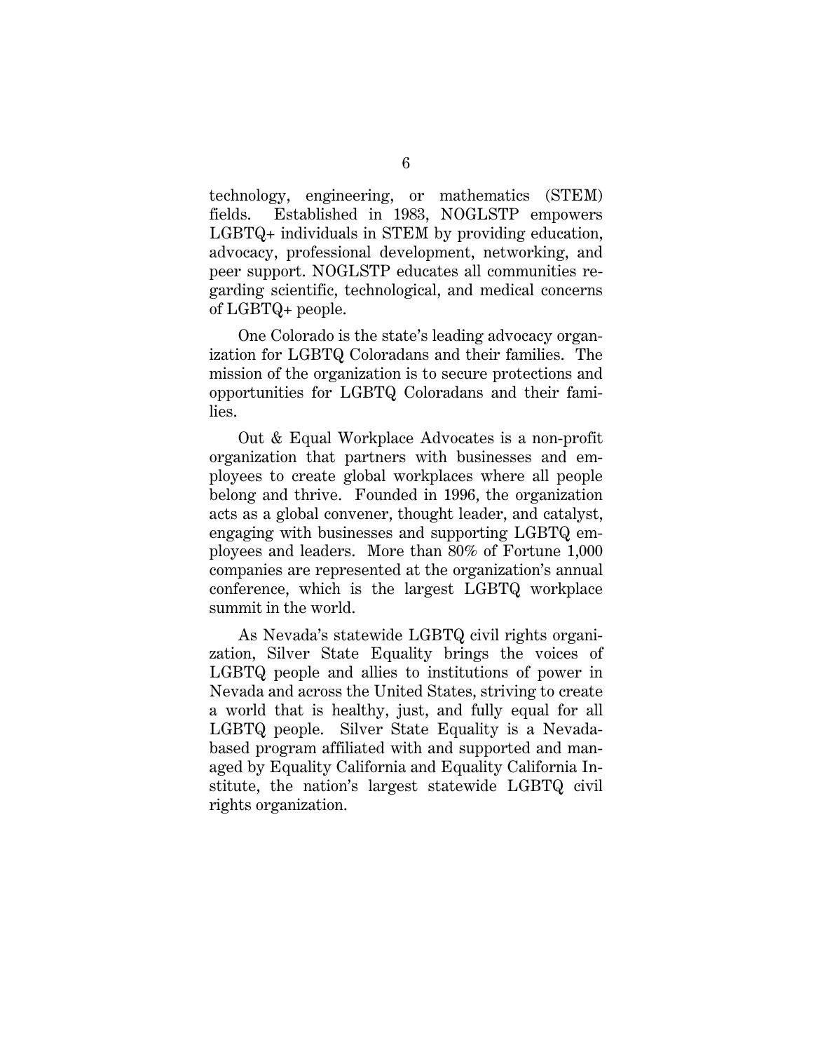technology, engineering, or mathematics (STEM) fields. Established in 1983, NOGLSTP empowers LGBTQ+ individuals in STEM by providing education, advocacy, professional development, networking, and peer support. NOGLSTP educates all communities regarding scientific, technological, and medical concerns of LGBTQ+ people.

One Colorado is the state's leading advocacy organization for LGBTQ Coloradans and their families. The mission of the organization is to secure protections and opportunities for LGBTQ Coloradans and their families.

Out & Equal Workplace Advocates is a non-profit organization that partners with businesses and employees to create global workplaces where all people belong and thrive. Founded in 1996, the organization acts as a global convener, thought leader, and catalyst, engaging with businesses and supporting LGBTQ employees and leaders. More than 80% of Fortune 1,000 companies are represented at the organization's annual conference, which is the largest LGBTQ workplace summit in the world.

As Nevada's statewide LGBTQ civil rights organization, Silver State Equality brings the voices of LGBTQ people and allies to institutions of power in Nevada and across the United States, striving to create a world that is healthy, just, and fully equal for all LGBTQ people. Silver State Equality is a Nevada-based program affiliated with and supported and managed by Equality California and Equality California Institute, the nation's largest statewide LGBTQ civil rights organization.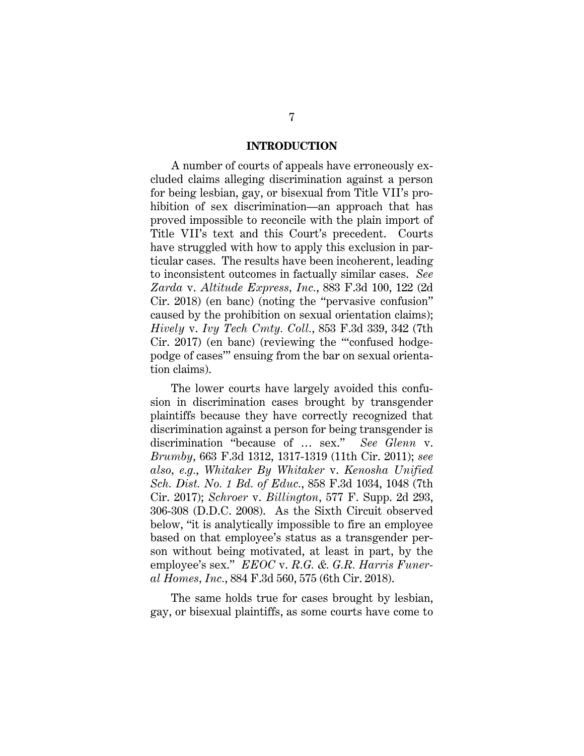## INTRODUCTION

A number of courts of appeals have erroneously excluded claims alleging discrimination against a person for being lesbian, gay, or bisexual from Title VII's prohibition of sex discrimination—an approach that has proved impossible to reconcile with the plain import of Title VII's text and this Court's precedent. Courts have struggled with how to apply this exclusion in particular cases. The results have been incoherent, leading to inconsistent outcomes in factually similar cases. *See Zarda* v. *Altitude Express, Inc.*, 883 F.3d 100, 122 (2d Cir. 2018) (en banc) (noting the "pervasive confusion" caused by the prohibition on sexual orientation claims); *Hively* v. *Ivy Tech Cmty. Coll.*, 853 F.3d 339, 342 (7th Cir. 2017) (en banc) (reviewing the "'confused hodgepodge of cases'" ensuing from the bar on sexual orientation claims).

The lower courts have largely avoided this confusion in discrimination cases brought by transgender plaintiffs because they have correctly recognized that discrimination against a person for being transgender is discrimination "because of … sex." *See Glenn* v. *Brumby*, 663 F.3d 1312, 1317-1319 (11th Cir. 2011); *see also, e.g.*, *Whitaker By Whitaker* v. *Kenosha Unified Sch. Dist. No. 1 Bd. of Educ.*, 858 F.3d 1034, 1048 (7th Cir. 2017); *Schroer* v. *Billington*, 577 F. Supp. 2d 293, 306-308 (D.D.C. 2008). As the Sixth Circuit observed below, "it is analytically impossible to fire an employee based on that employee's status as a transgender person without being motivated, at least in part, by the employee's sex." *EEOC* v. *R.G. & G.R. Harris Funeral Homes, Inc.*, 884 F.3d 560, 575 (6th Cir. 2018).

The same holds true for cases brought by lesbian, gay, or bisexual plaintiffs, as some courts have come to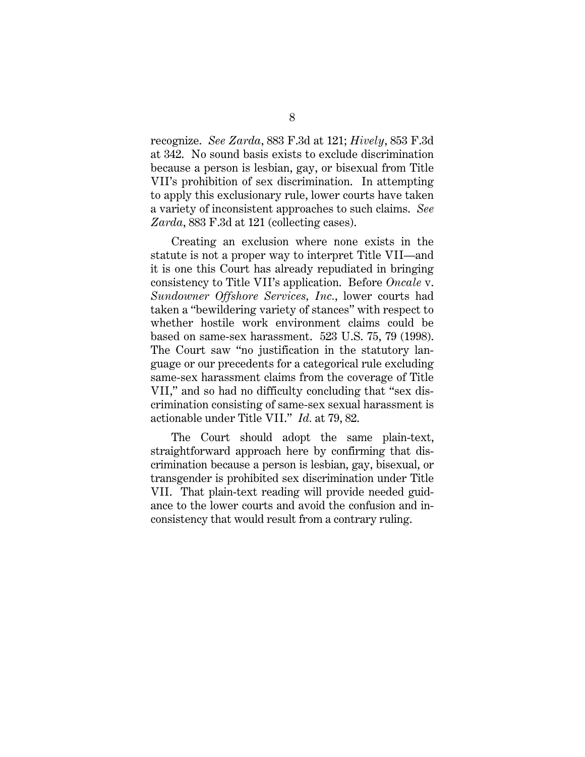recognize. *See Zarda*, 883 F.3d at 121; *Hively*, 853 F.3d at 342. No sound basis exists to exclude discrimination because a person is lesbian, gay, or bisexual from Title VII's prohibition of sex discrimination. In attempting to apply this exclusionary rule, lower courts have taken a variety of inconsistent approaches to such claims. *See Zarda*, 883 F.3d at 121 (collecting cases).

Creating an exclusion where none exists in the statute is not a proper way to interpret Title VII—and it is one this Court has already repudiated in bringing consistency to Title VII's application. Before *Oncale* v. *Sundowner Offshore Services, Inc.*, lower courts had taken a "bewildering variety of stances" with respect to whether hostile work environment claims could be based on same-sex harassment. 523 U.S. 75, 79 (1998). The Court saw "no justification in the statutory language or our precedents for a categorical rule excluding same-sex harassment claims from the coverage of Title VII," and so had no difficulty concluding that "sex discrimination consisting of same-sex sexual harassment is actionable under Title VII." *Id.* at 79, 82.

The Court should adopt the same plain-text, straightforward approach here by confirming that discrimination because a person is lesbian, gay, bisexual, or transgender is prohibited sex discrimination under Title VII. That plain-text reading will provide needed guidance to the lower courts and avoid the confusion and inconsistency that would result from a contrary ruling.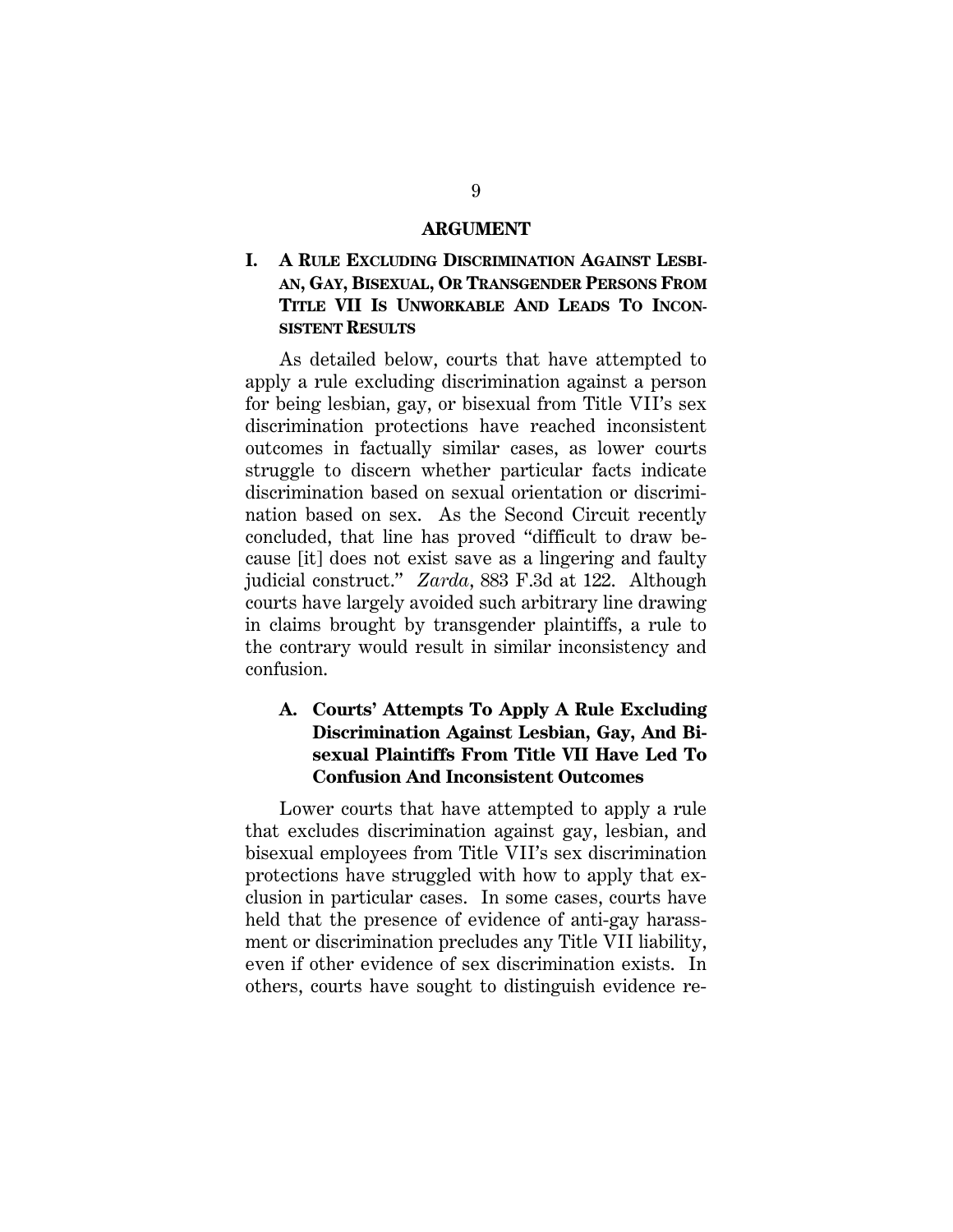# ARGUMENT

## I. A RULE EXCLUDING DISCRIMINATION AGAINST LESBIAN, GAY, BISEXUAL, OR TRANSGENDER PERSONS FROM TITLE VII IS UNWORKABLE AND LEADS TO INCONSISTENT RESULTS

As detailed below, courts that have attempted to apply a rule excluding discrimination against a person for being lesbian, gay, or bisexual from Title VII's sex discrimination protections have reached inconsistent outcomes in factually similar cases, as lower courts struggle to discern whether particular facts indicate discrimination based on sexual orientation or discrimination based on sex. As the Second Circuit recently concluded, that line has proved "difficult to draw because [it] does not exist save as a lingering and faulty judicial construct." *Zarda*, 883 F.3d at 122. Although courts have largely avoided such arbitrary line drawing in claims brought by transgender plaintiffs, a rule to the contrary would result in similar inconsistency and confusion.

### A. Courts' Attempts To Apply A Rule Excluding Discrimination Against Lesbian, Gay, And Bisexual Plaintiffs From Title VII Have Led To Confusion And Inconsistent Outcomes

Lower courts that have attempted to apply a rule that excludes discrimination against gay, lesbian, and bisexual employees from Title VII's sex discrimination protections have struggled with how to apply that exclusion in particular cases. In some cases, courts have held that the presence of evidence of anti-gay harassment or discrimination precludes any Title VII liability, even if other evidence of sex discrimination exists. In others, courts have sought to distinguish evidence re-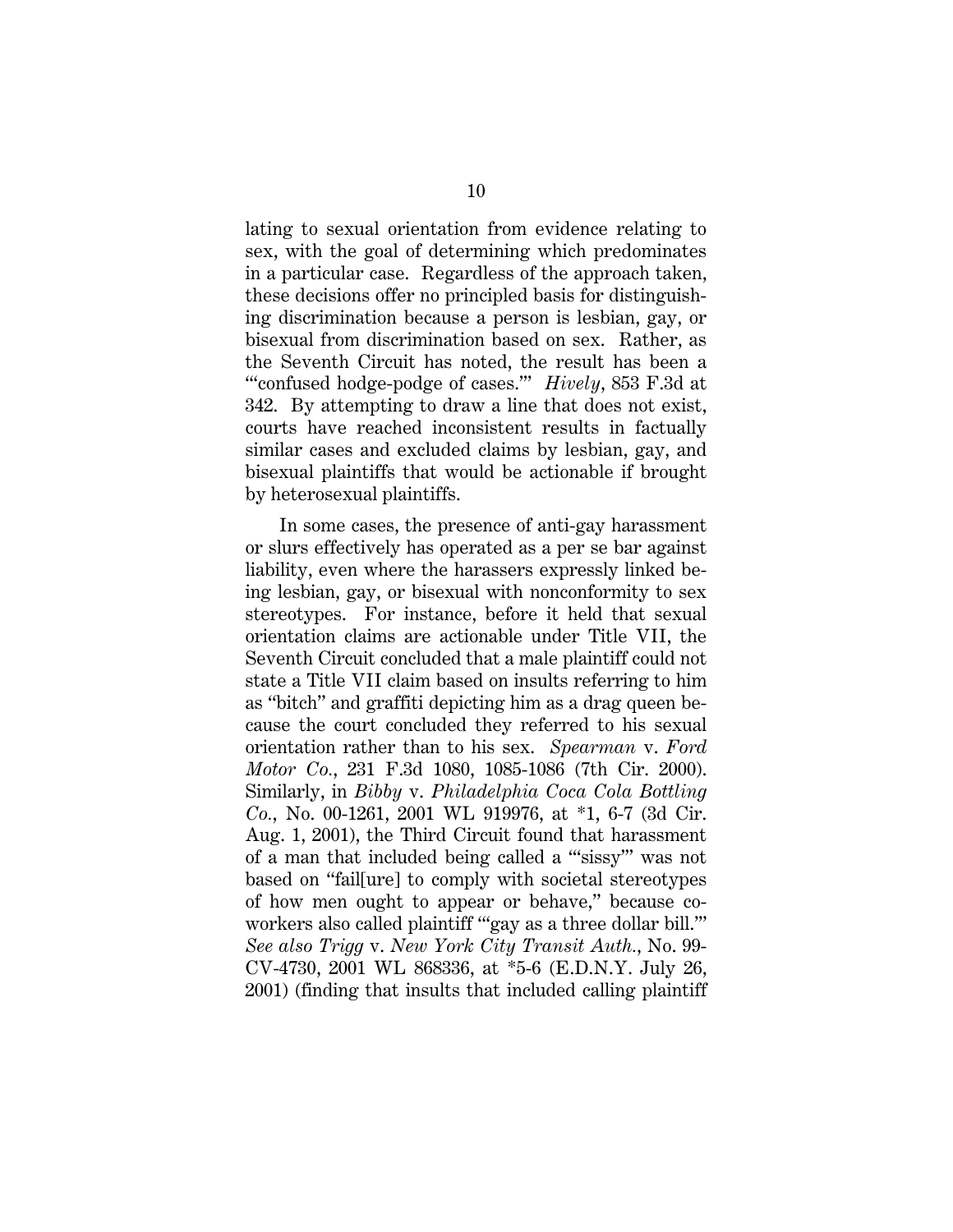lating to sexual orientation from evidence relating to sex, with the goal of determining which predominates in a particular case. Regardless of the approach taken, these decisions offer no principled basis for distinguishing discrimination because a person is lesbian, gay, or bisexual from discrimination based on sex. Rather, as the Seventh Circuit has noted, the result has been a "'confused hodge-podge of cases.'" *Hively*, 853 F.3d at 342. By attempting to draw a line that does not exist, courts have reached inconsistent results in factually similar cases and excluded claims by lesbian, gay, and bisexual plaintiffs that would be actionable if brought by heterosexual plaintiffs.

In some cases, the presence of anti-gay harassment or slurs effectively has operated as a per se bar against liability, even where the harassers expressly linked being lesbian, gay, or bisexual with nonconformity to sex stereotypes. For instance, before it held that sexual orientation claims are actionable under Title VII, the Seventh Circuit concluded that a male plaintiff could not state a Title VII claim based on insults referring to him as "bitch" and graffiti depicting him as a drag queen because the court concluded they referred to his sexual orientation rather than to his sex. *Spearman* v. *Ford Motor Co.*, 231 F.3d 1080, 1085-1086 (7th Cir. 2000). Similarly, in *Bibby* v. *Philadelphia Coca Cola Bottling Co.*, No. 00-1261, 2001 WL 919976, at *1, 6-7 (3d Cir. Aug. 1, 2001), the Third Circuit found that harassment of a man that included being called a "'sissy'" was not based on "fail[ure] to comply with societal stereotypes of how men ought to appear or behave," because co-workers also called plaintiff "'gay as a three dollar bill.'" *See also Trigg* v. *New York City Transit Auth.*, No. 99-CV-4730, 2001 WL 868336, at *5-6 (E.D.N.Y. July 26, 2001) (finding that insults that included calling plaintiff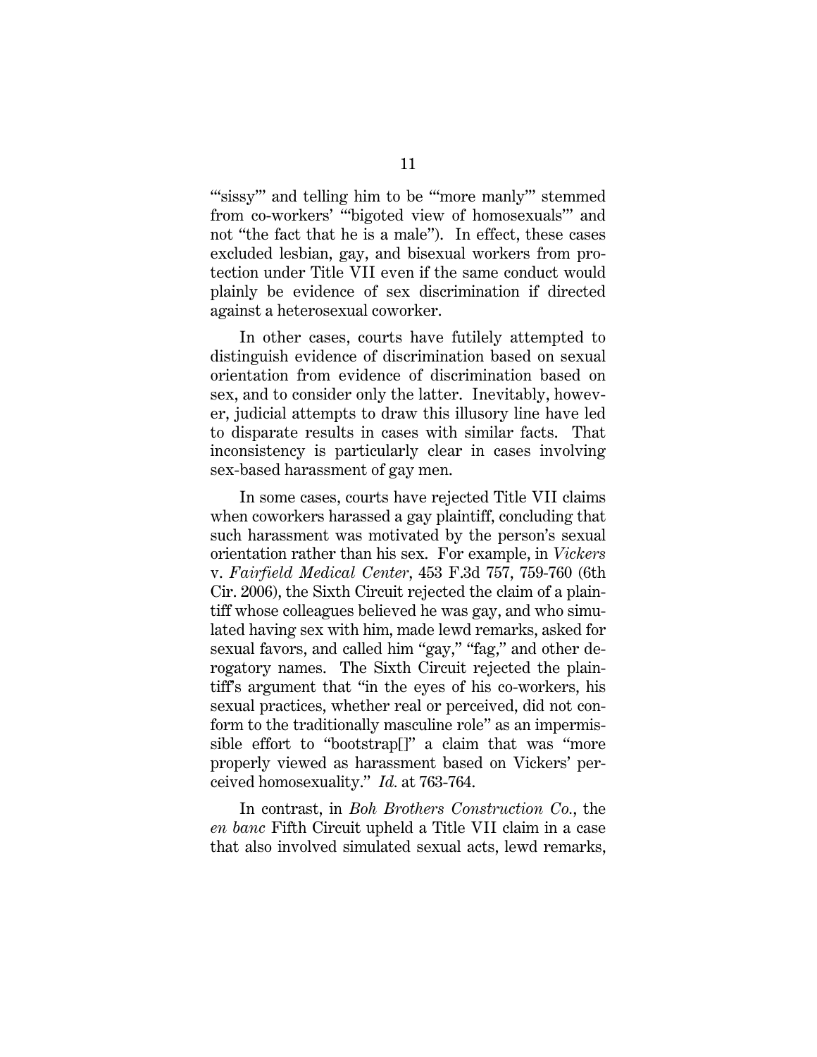"'sissy'" and telling him to be "'more manly'" stemmed from co-workers' "'bigoted view of homosexuals'" and not "the fact that he is a male"). In effect, these cases excluded lesbian, gay, and bisexual workers from protection under Title VII even if the same conduct would plainly be evidence of sex discrimination if directed against a heterosexual coworker.

In other cases, courts have futilely attempted to distinguish evidence of discrimination based on sexual orientation from evidence of discrimination based on sex, and to consider only the latter. Inevitably, however, judicial attempts to draw this illusory line have led to disparate results in cases with similar facts. That inconsistency is particularly clear in cases involving sex-based harassment of gay men.

In some cases, courts have rejected Title VII claims when coworkers harassed a gay plaintiff, concluding that such harassment was motivated by the person's sexual orientation rather than his sex. For example, in *Vickers* v. *Fairfield Medical Center*, 453 F.3d 757, 759-760 (6th Cir. 2006), the Sixth Circuit rejected the claim of a plaintiff whose colleagues believed he was gay, and who simulated having sex with him, made lewd remarks, asked for sexual favors, and called him "gay," "fag," and other derogatory names. The Sixth Circuit rejected the plaintiff's argument that "in the eyes of his co-workers, his sexual practices, whether real or perceived, did not conform to the traditionally masculine role" as an impermissible effort to "bootstrap[]" a claim that was "more properly viewed as harassment based on Vickers' perceived homosexuality." *Id.* at 763-764.

In contrast, in *Boh Brothers Construction Co.*, the *en banc* Fifth Circuit upheld a Title VII claim in a case that also involved simulated sexual acts, lewd remarks,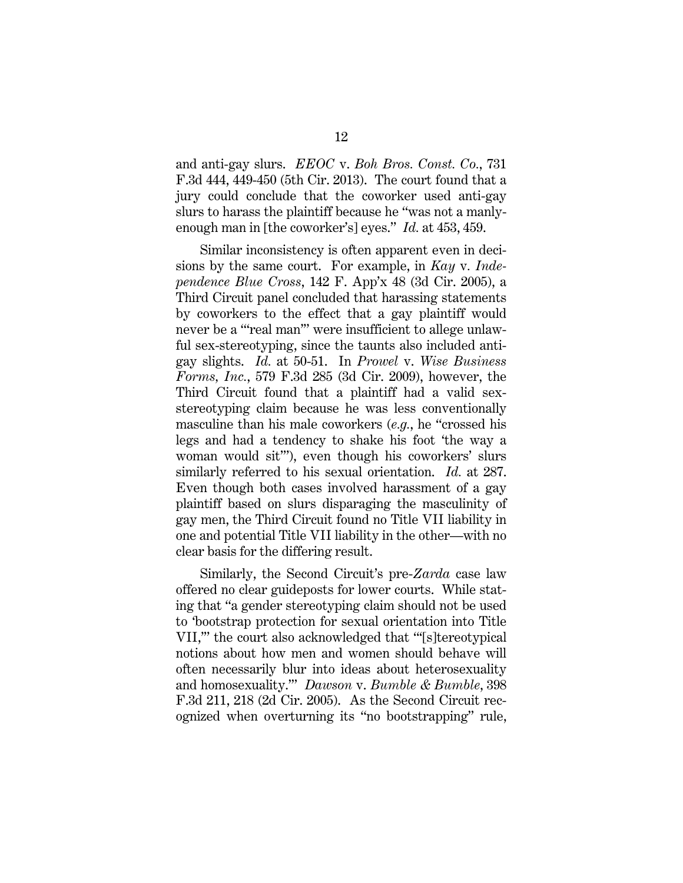and anti-gay slurs. *EEOC* v. *Boh Bros. Const. Co.*, 731 F.3d 444, 449-450 (5th Cir. 2013). The court found that a jury could conclude that the coworker used anti-gay slurs to harass the plaintiff because he "was not a manly-enough man in [the coworker's] eyes." *Id.* at 453, 459.

Similar inconsistency is often apparent even in decisions by the same court. For example, in *Kay* v. *Independence Blue Cross*, 142 F. App'x 48 (3d Cir. 2005), a Third Circuit panel concluded that harassing statements by coworkers to the effect that a gay plaintiff would never be a "'real man'" were insufficient to allege unlawful sex-stereotyping, since the taunts also included anti-gay slights. *Id.* at 50-51. In *Prowel* v. *Wise Business Forms, Inc.*, 579 F.3d 285 (3d Cir. 2009), however, the Third Circuit found that a plaintiff had a valid sex-stereotyping claim because he was less conventionally masculine than his male coworkers (*e.g.*, he "crossed his legs and had a tendency to shake his foot 'the way a woman would sit'"), even though his coworkers' slurs similarly referred to his sexual orientation. *Id.* at 287. Even though both cases involved harassment of a gay plaintiff based on slurs disparaging the masculinity of gay men, the Third Circuit found no Title VII liability in one and potential Title VII liability in the other—with no clear basis for the differing result.

Similarly, the Second Circuit's pre-*Zarda* case law offered no clear guideposts for lower courts. While stating that "a gender stereotyping claim should not be used to 'bootstrap protection for sexual orientation into Title VII,'" the court also acknowledged that "'[s]tereotypical notions about how men and women should behave will often necessarily blur into ideas about heterosexuality and homosexuality.'" *Dawson* v. *Bumble & Bumble*, 398 F.3d 211, 218 (2d Cir. 2005). As the Second Circuit recognized when overturning its "no bootstrapping" rule,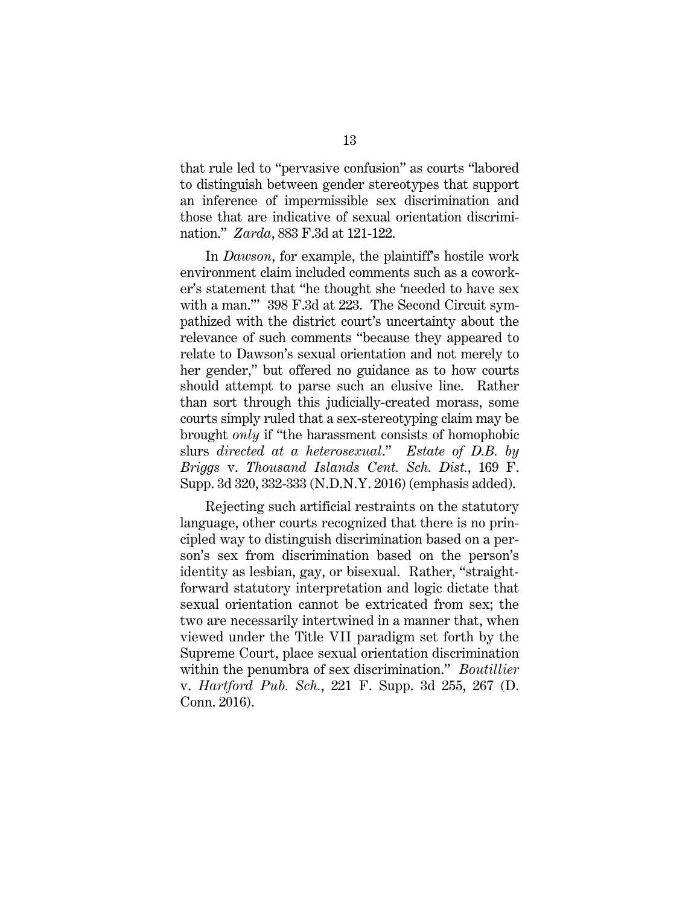that rule led to "pervasive confusion" as courts "labored to distinguish between gender stereotypes that support an inference of impermissible sex discrimination and those that are indicative of sexual orientation discrimination." *Zarda*, 883 F.3d at 121-122.

In *Dawson*, for example, the plaintiff's hostile work environment claim included comments such as a coworker's statement that "he thought she 'needed to have sex with a man.'" 398 F.3d at 223. The Second Circuit sympathized with the district court's uncertainty about the relevance of such comments "because they appeared to relate to Dawson's sexual orientation and not merely to her gender," but offered no guidance as to how courts should attempt to parse such an elusive line. Rather than sort through this judicially-created morass, some courts simply ruled that a sex-stereotyping claim may be brought *only* if "the harassment consists of homophobic slurs *directed at a heterosexual*." *Estate of D.B. by Briggs* v. *Thousand Islands Cent. Sch. Dist.*, 169 F. Supp. 3d 320, 332-333 (N.D.N.Y. 2016) (emphasis added).

Rejecting such artificial restraints on the statutory language, other courts recognized that there is no principled way to distinguish discrimination based on a person's sex from discrimination based on the person's identity as lesbian, gay, or bisexual. Rather, "straightforward statutory interpretation and logic dictate that sexual orientation cannot be extricated from sex; the two are necessarily intertwined in a manner that, when viewed under the Title VII paradigm set forth by the Supreme Court, place sexual orientation discrimination within the penumbra of sex discrimination." *Boutillier* v. *Hartford Pub. Sch.*, 221 F. Supp. 3d 255, 267 (D. Conn. 2016).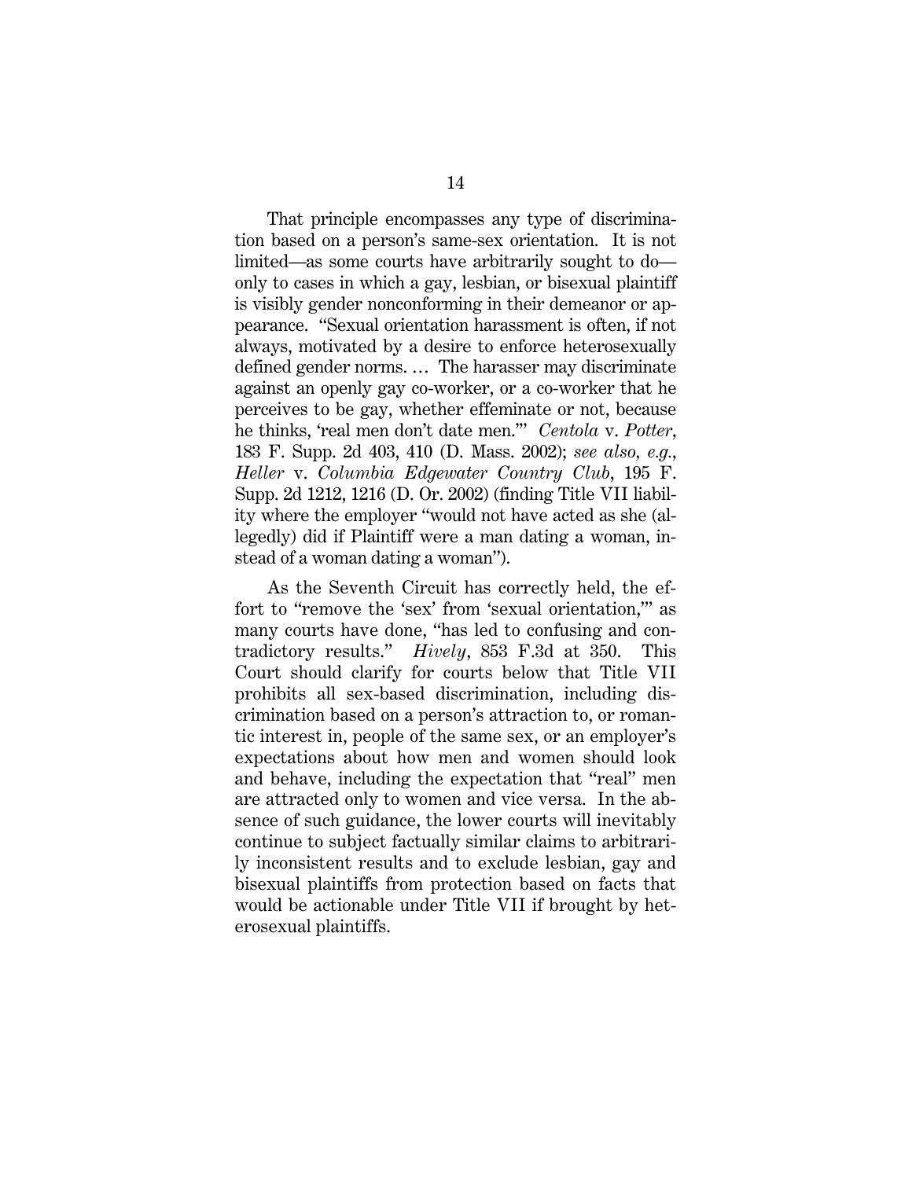That principle encompasses any type of discrimination based on a person's same-sex orientation. It is not limited—as some courts have arbitrarily sought to do—only to cases in which a gay, lesbian, or bisexual plaintiff is visibly gender nonconforming in their demeanor or appearance. "Sexual orientation harassment is often, if not always, motivated by a desire to enforce heterosexually defined gender norms. … The harasser may discriminate against an openly gay co-worker, or a co-worker that he perceives to be gay, whether effeminate or not, because he thinks, 'real men don't date men.'" *Centola* v. *Potter*, 183 F. Supp. 2d 403, 410 (D. Mass. 2002); *see also, e.g.*, *Heller* v. *Columbia Edgewater Country Club*, 195 F. Supp. 2d 1212, 1216 (D. Or. 2002) (finding Title VII liability where the employer "would not have acted as she (allegedly) did if Plaintiff were a man dating a woman, instead of a woman dating a woman").

As the Seventh Circuit has correctly held, the effort to "remove the 'sex' from 'sexual orientation,'" as many courts have done, "has led to confusing and contradictory results." *Hively*, 853 F.3d at 350. This Court should clarify for courts below that Title VII prohibits all sex-based discrimination, including discrimination based on a person's attraction to, or romantic interest in, people of the same sex, or an employer's expectations about how men and women should look and behave, including the expectation that "real" men are attracted only to women and vice versa. In the absence of such guidance, the lower courts will inevitably continue to subject factually similar claims to arbitrarily inconsistent results and to exclude lesbian, gay and bisexual plaintiffs from protection based on facts that would be actionable under Title VII if brought by heterosexual plaintiffs.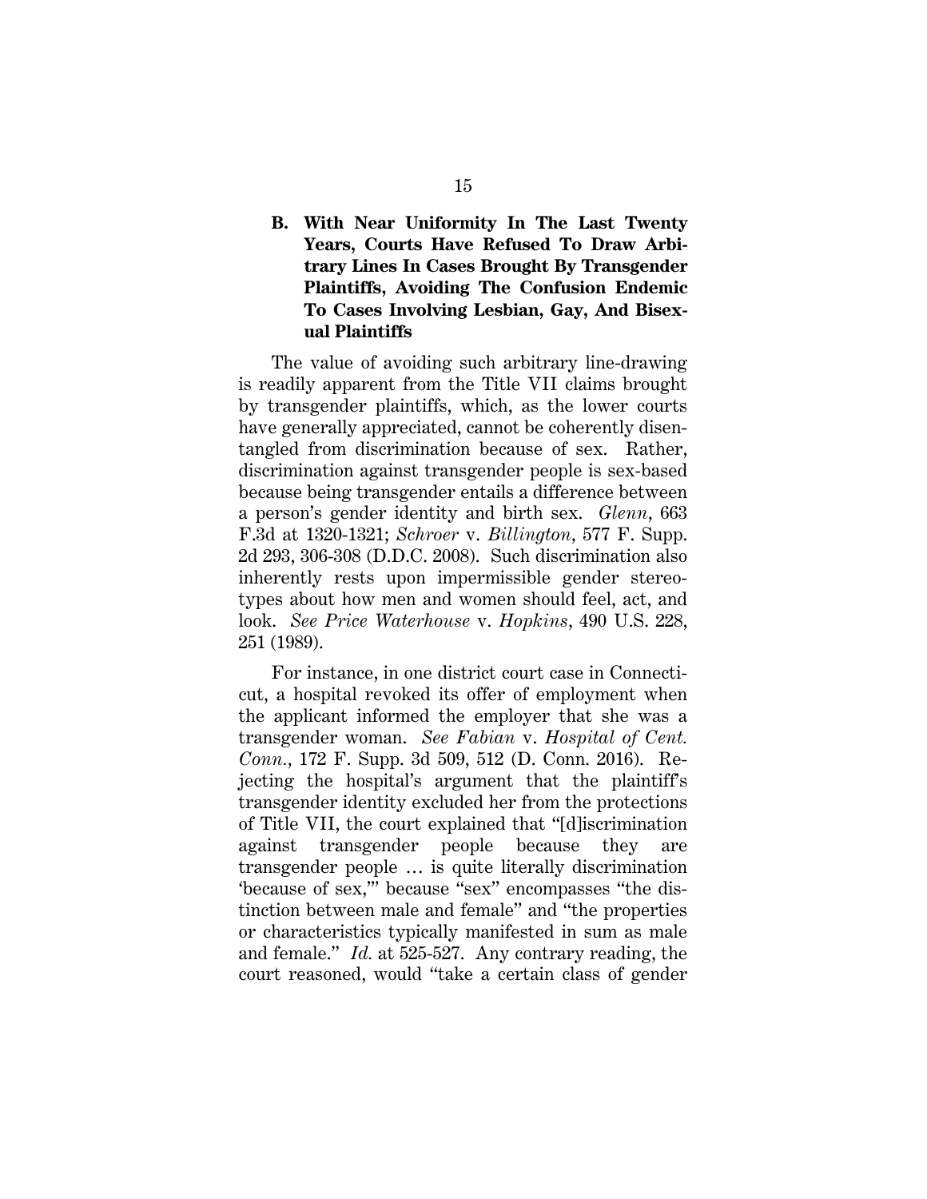### B. With Near Uniformity In The Last Twenty Years, Courts Have Refused To Draw Arbitrary Lines In Cases Brought By Transgender Plaintiffs, Avoiding The Confusion Endemic To Cases Involving Lesbian, Gay, And Bisexual Plaintiffs

The value of avoiding such arbitrary line-drawing is readily apparent from the Title VII claims brought by transgender plaintiffs, which, as the lower courts have generally appreciated, cannot be coherently disentangled from discrimination because of sex. Rather, discrimination against transgender people is sex-based because being transgender entails a difference between a person's gender identity and birth sex. *Glenn*, 663 F.3d at 1320-1321; *Schroer* v. *Billington*, 577 F. Supp. 2d 293, 306-308 (D.D.C. 2008). Such discrimination also inherently rests upon impermissible gender stereotypes about how men and women should feel, act, and look. *See Price Waterhouse* v. *Hopkins*, 490 U.S. 228, 251 (1989).

For instance, in one district court case in Connecticut, a hospital revoked its offer of employment when the applicant informed the employer that she was a transgender woman. *See Fabian* v. *Hospital of Cent. Conn.*, 172 F. Supp. 3d 509, 512 (D. Conn. 2016). Rejecting the hospital's argument that the plaintiff's transgender identity excluded her from the protections of Title VII, the court explained that "[d]iscrimination against transgender people because they are transgender people … is quite literally discrimination 'because of sex,'" because "sex" encompasses "the distinction between male and female" and "the properties or characteristics typically manifested in sum as male and female." *Id.* at 525-527. Any contrary reading, the court reasoned, would "take a certain class of gender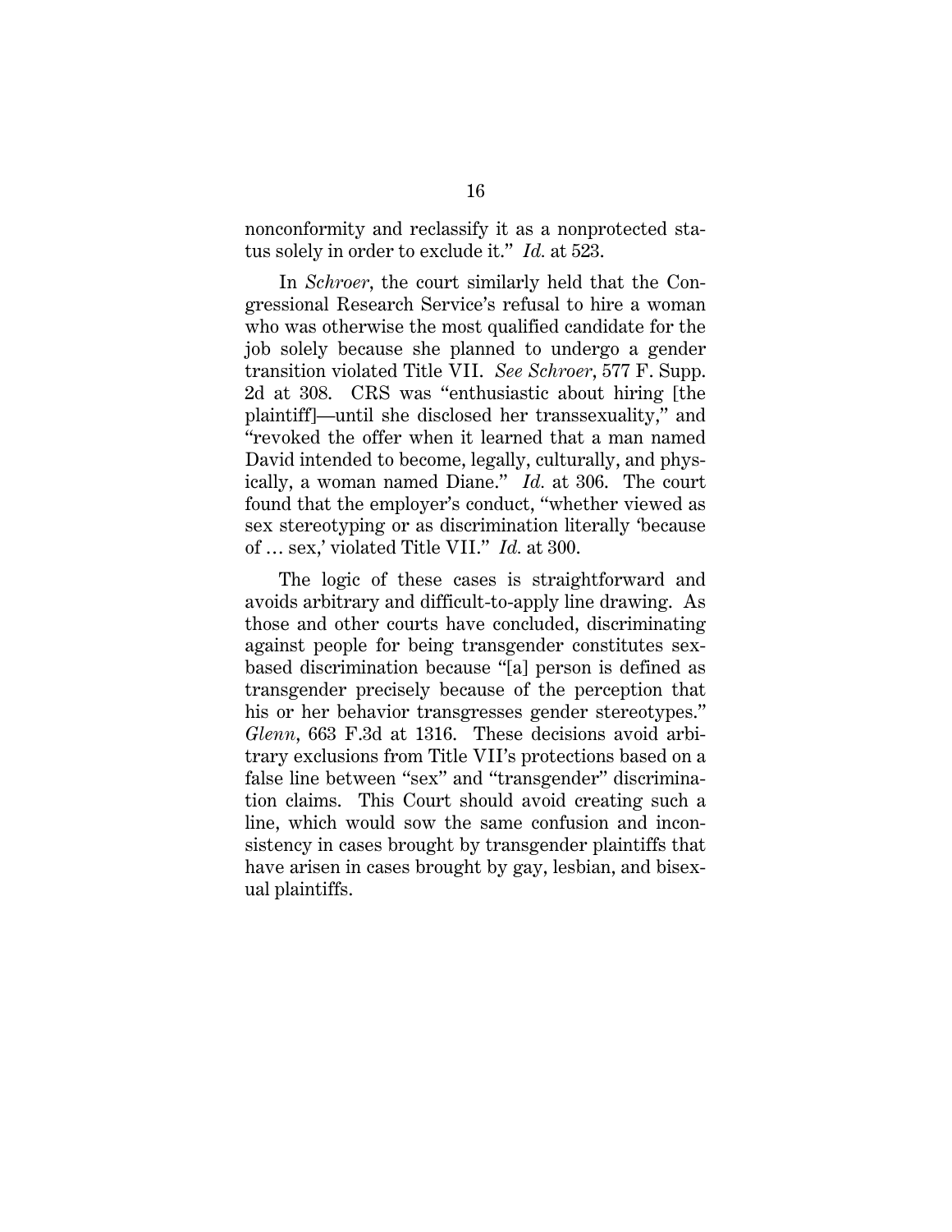nonconformity and reclassify it as a nonprotected status solely in order to exclude it." *Id.* at 523.

In *Schroer*, the court similarly held that the Congressional Research Service's refusal to hire a woman who was otherwise the most qualified candidate for the job solely because she planned to undergo a gender transition violated Title VII. *See Schroer*, 577 F. Supp. 2d at 308. CRS was "enthusiastic about hiring [the plaintiff]—until she disclosed her transsexuality," and "revoked the offer when it learned that a man named David intended to become, legally, culturally, and physically, a woman named Diane." *Id.* at 306. The court found that the employer's conduct, "whether viewed as sex stereotyping or as discrimination literally 'because of … sex,' violated Title VII." *Id.* at 300.

The logic of these cases is straightforward and avoids arbitrary and difficult-to-apply line drawing. As those and other courts have concluded, discriminating against people for being transgender constitutes sex-based discrimination because "[a] person is defined as transgender precisely because of the perception that his or her behavior transgresses gender stereotypes." *Glenn*, 663 F.3d at 1316. These decisions avoid arbitrary exclusions from Title VII's protections based on a false line between "sex" and "transgender" discrimination claims. This Court should avoid creating such a line, which would sow the same confusion and inconsistency in cases brought by transgender plaintiffs that have arisen in cases brought by gay, lesbian, and bisexual plaintiffs.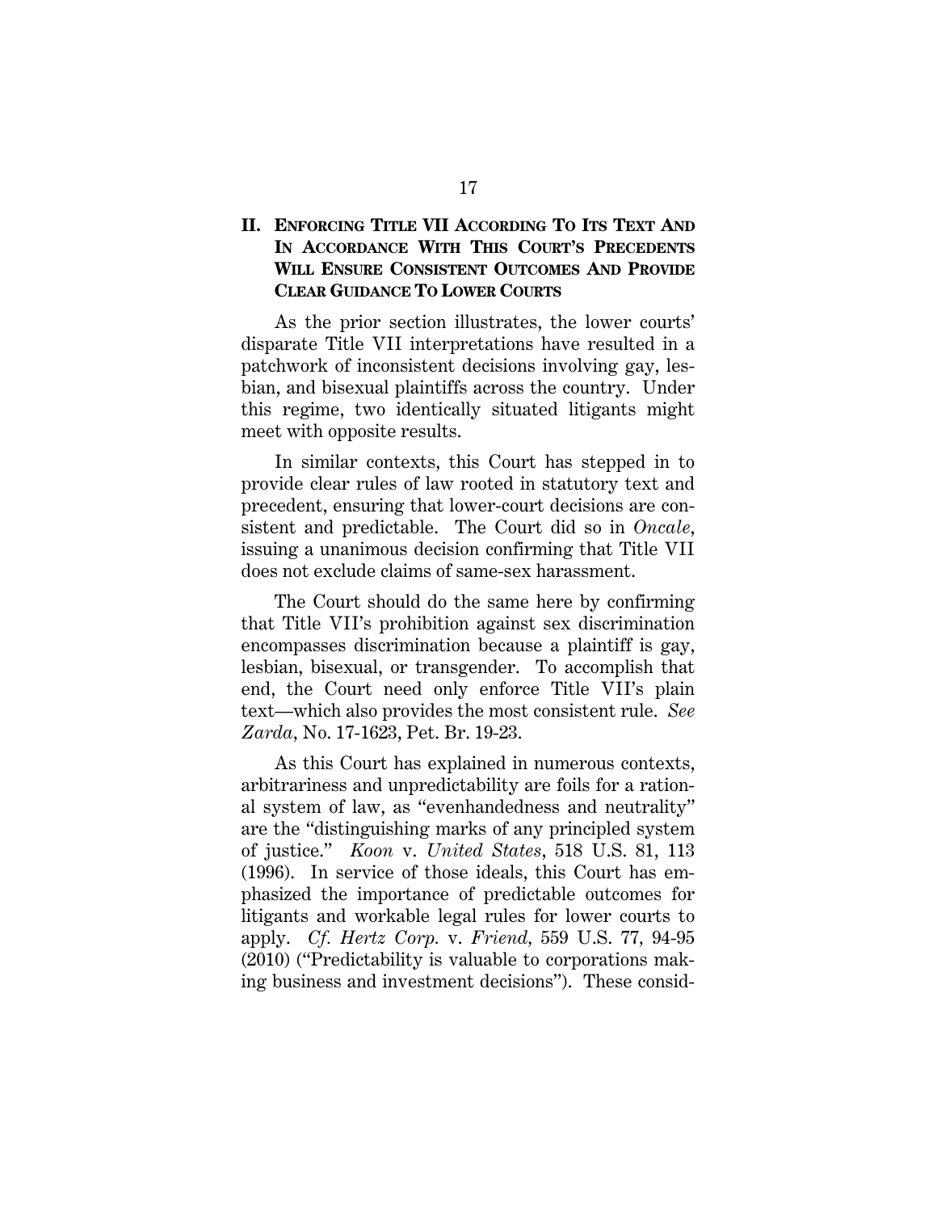## II. ENFORCING TITLE VII ACCORDING TO ITS TEXT AND IN ACCORDANCE WITH THIS COURT'S PRECEDENTS WILL ENSURE CONSISTENT OUTCOMES AND PROVIDE CLEAR GUIDANCE TO LOWER COURTS

As the prior section illustrates, the lower courts' disparate Title VII interpretations have resulted in a patchwork of inconsistent decisions involving gay, lesbian, and bisexual plaintiffs across the country. Under this regime, two identically situated litigants might meet with opposite results.

In similar contexts, this Court has stepped in to provide clear rules of law rooted in statutory text and precedent, ensuring that lower-court decisions are consistent and predictable. The Court did so in *Oncale*, issuing a unanimous decision confirming that Title VII does not exclude claims of same-sex harassment.

The Court should do the same here by confirming that Title VII's prohibition against sex discrimination encompasses discrimination because a plaintiff is gay, lesbian, bisexual, or transgender. To accomplish that end, the Court need only enforce Title VII's plain text—which also provides the most consistent rule. *See Zarda*, No. 17-1623, Pet. Br. 19-23.

As this Court has explained in numerous contexts, arbitrariness and unpredictability are foils for a rational system of law, as "evenhandedness and neutrality" are the "distinguishing marks of any principled system of justice." *Koon* v. *United States*, 518 U.S. 81, 113 (1996). In service of those ideals, this Court has emphasized the importance of predictable outcomes for litigants and workable legal rules for lower courts to apply. *Cf. Hertz Corp.* v. *Friend*, 559 U.S. 77, 94-95 (2010) ("Predictability is valuable to corporations making business and investment decisions"). These consid-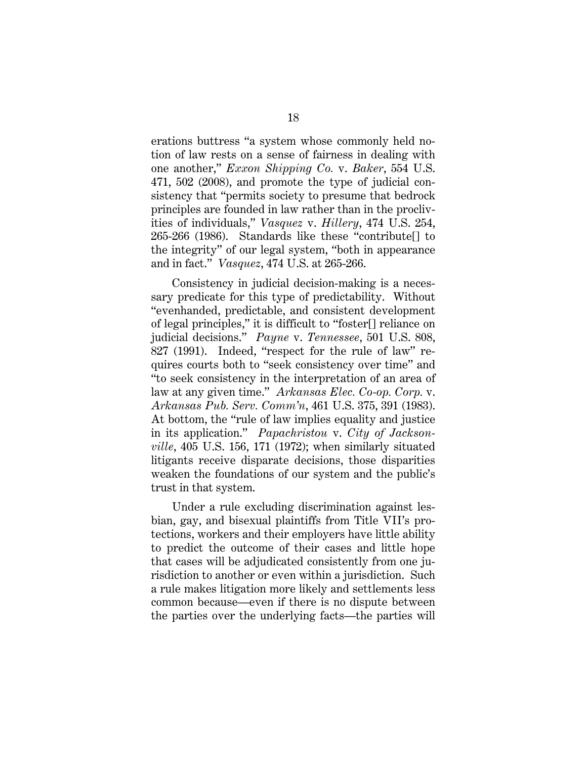erations buttress "a system whose commonly held notion of law rests on a sense of fairness in dealing with one another," *Exxon Shipping Co.* v. *Baker*, 554 U.S. 471, 502 (2008), and promote the type of judicial consistency that "permits society to presume that bedrock principles are founded in law rather than in the proclivities of individuals," *Vasquez* v. *Hillery*, 474 U.S. 254, 265-266 (1986). Standards like these "contribute[] to the integrity" of our legal system, "both in appearance and in fact." *Vasquez*, 474 U.S. at 265-266.

Consistency in judicial decision-making is a necessary predicate for this type of predictability. Without "evenhanded, predictable, and consistent development of legal principles," it is difficult to "foster[] reliance on judicial decisions." *Payne* v. *Tennessee*, 501 U.S. 808, 827 (1991). Indeed, "respect for the rule of law" requires courts both to "seek consistency over time" and "to seek consistency in the interpretation of an area of law at any given time." *Arkansas Elec. Co-op. Corp.* v. *Arkansas Pub. Serv. Comm'n*, 461 U.S. 375, 391 (1983). At bottom, the "rule of law implies equality and justice in its application." *Papachristou* v. *City of Jacksonville*, 405 U.S. 156, 171 (1972); when similarly situated litigants receive disparate decisions, those disparities weaken the foundations of our system and the public's trust in that system.

Under a rule excluding discrimination against lesbian, gay, and bisexual plaintiffs from Title VII's protections, workers and their employers have little ability to predict the outcome of their cases and little hope that cases will be adjudicated consistently from one jurisdiction to another or even within a jurisdiction. Such a rule makes litigation more likely and settlements less common because—even if there is no dispute between the parties over the underlying facts—the parties will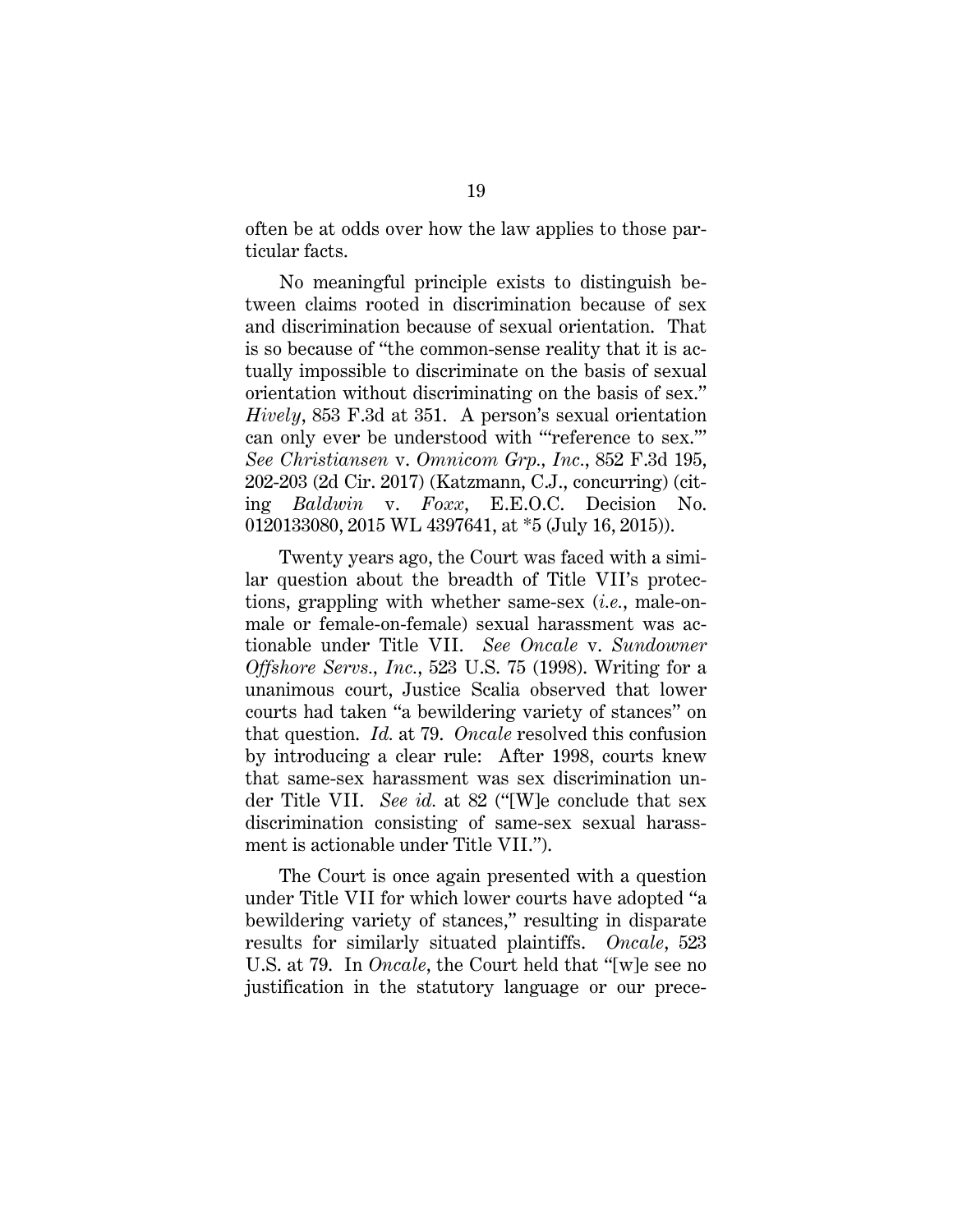often be at odds over how the law applies to those particular facts.

No meaningful principle exists to distinguish between claims rooted in discrimination because of sex and discrimination because of sexual orientation. That is so because of "the common-sense reality that it is actually impossible to discriminate on the basis of sexual orientation without discriminating on the basis of sex." *Hively*, 853 F.3d at 351. A person's sexual orientation can only ever be understood with "'reference to sex.'" *See Christiansen* v. *Omnicom Grp., Inc.*, 852 F.3d 195, 202-203 (2d Cir. 2017) (Katzmann, C.J., concurring) (citing *Baldwin* v. *Foxx*, E.E.O.C. Decision No. 0120133080, 2015 WL 4397641, at *5 (July 16, 2015)).

Twenty years ago, the Court was faced with a similar question about the breadth of Title VII's protections, grappling with whether same-sex (*i.e.*, male-on-male or female-on-female) sexual harassment was actionable under Title VII. *See Oncale* v. *Sundowner Offshore Servs., Inc.*, 523 U.S. 75 (1998). Writing for a unanimous court, Justice Scalia observed that lower courts had taken "a bewildering variety of stances" on that question. *Id.* at 79. *Oncale* resolved this confusion by introducing a clear rule: After 1998, courts knew that same-sex harassment was sex discrimination under Title VII. *See id.* at 82 ("[W]e conclude that sex discrimination consisting of same-sex sexual harassment is actionable under Title VII.").

The Court is once again presented with a question under Title VII for which lower courts have adopted "a bewildering variety of stances," resulting in disparate results for similarly situated plaintiffs. *Oncale*, 523 U.S. at 79. In *Oncale*, the Court held that "[w]e see no justification in the statutory language or our prece-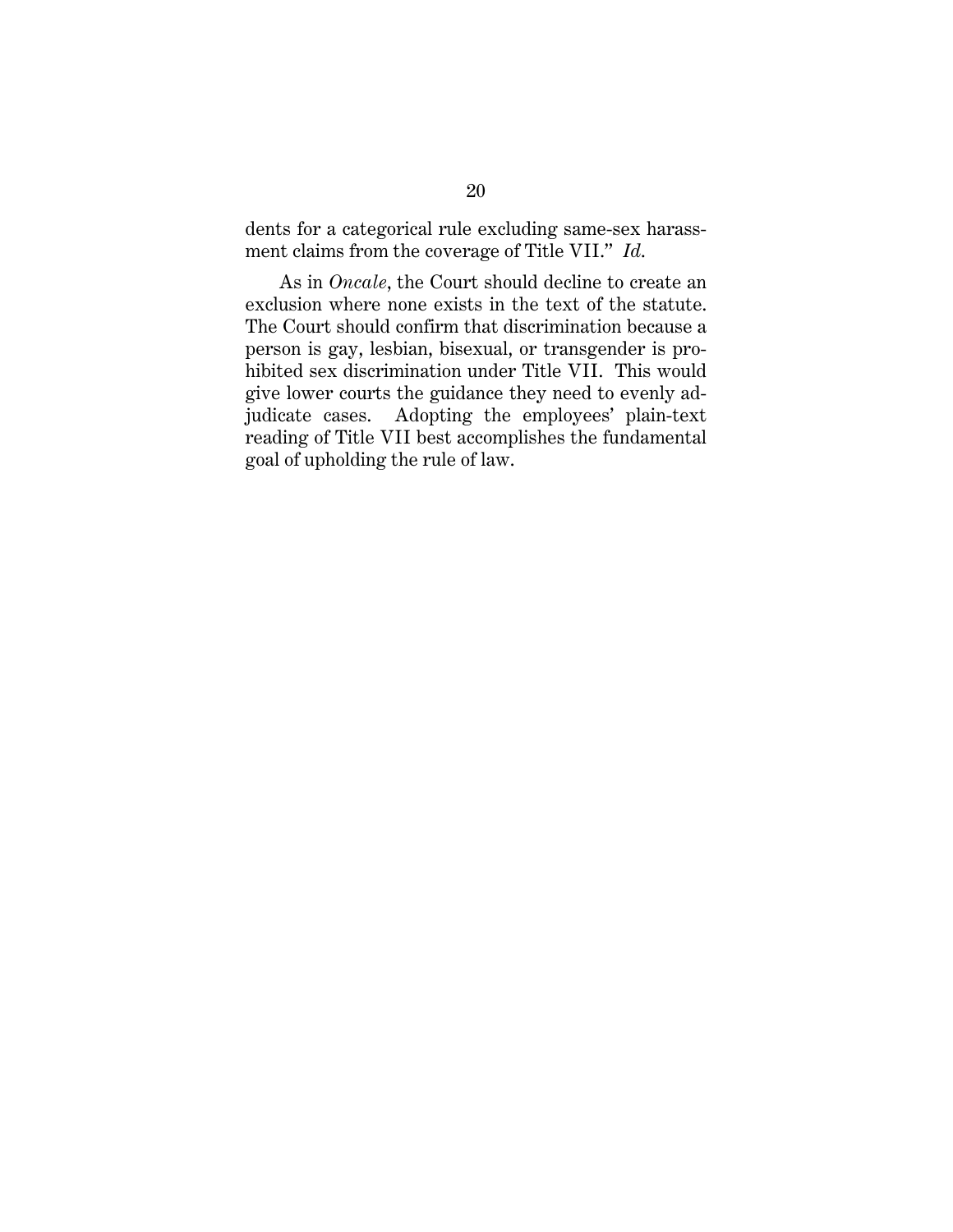dents for a categorical rule excluding same-sex harassment claims from the coverage of Title VII." *Id.*

As in *Oncale*, the Court should decline to create an exclusion where none exists in the text of the statute. The Court should confirm that discrimination because a person is gay, lesbian, bisexual, or transgender is prohibited sex discrimination under Title VII. This would give lower courts the guidance they need to evenly adjudicate cases. Adopting the employees' plain-text reading of Title VII best accomplishes the fundamental goal of upholding the rule of law.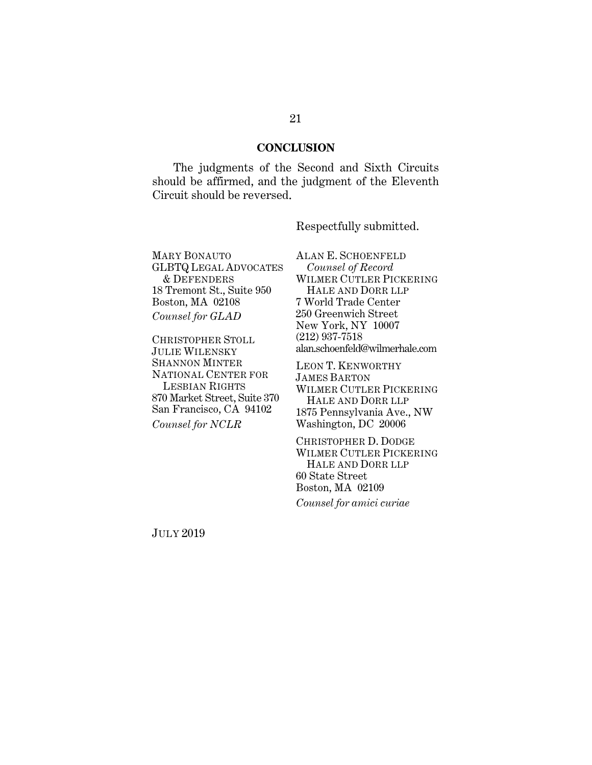## CONCLUSION

The judgments of the Second and Sixth Circuits should be affirmed, and the judgment of the Eleventh Circuit should be reversed.

Respectfully submitted.

MARY BONAUTO
GLBTQ LEGAL ADVOCATES
& DEFENDERS
18 Tremont St., Suite 950
Boston, MA 02108
*Counsel for GLAD*

CHRISTOPHER STOLL
JULIE WILENSKY
SHANNON MINTER
NATIONAL CENTER FOR
LESBIAN RIGHTS
870 Market Street, Suite 370
San Francisco, CA 94102
*Counsel for NCLR*

ALAN E. SCHOENFELD
*Counsel of Record*
WILMER CUTLER PICKERING
HALE AND DORR LLP
7 World Trade Center
250 Greenwich Street
New York, NY 10007
(212) 937-7518
alan.schoenfeld@wilmerhale.com

LEON T. KENWORTHY
JAMES BARTON
WILMER CUTLER PICKERING
HALE AND DORR LLP
1875 Pennsylvania Ave., NW
Washington, DC 20006

CHRISTOPHER D. DODGE
WILMER CUTLER PICKERING
HALE AND DORR LLP
60 State Street
Boston, MA 02109
*Counsel for amici curiae*

JULY 2019